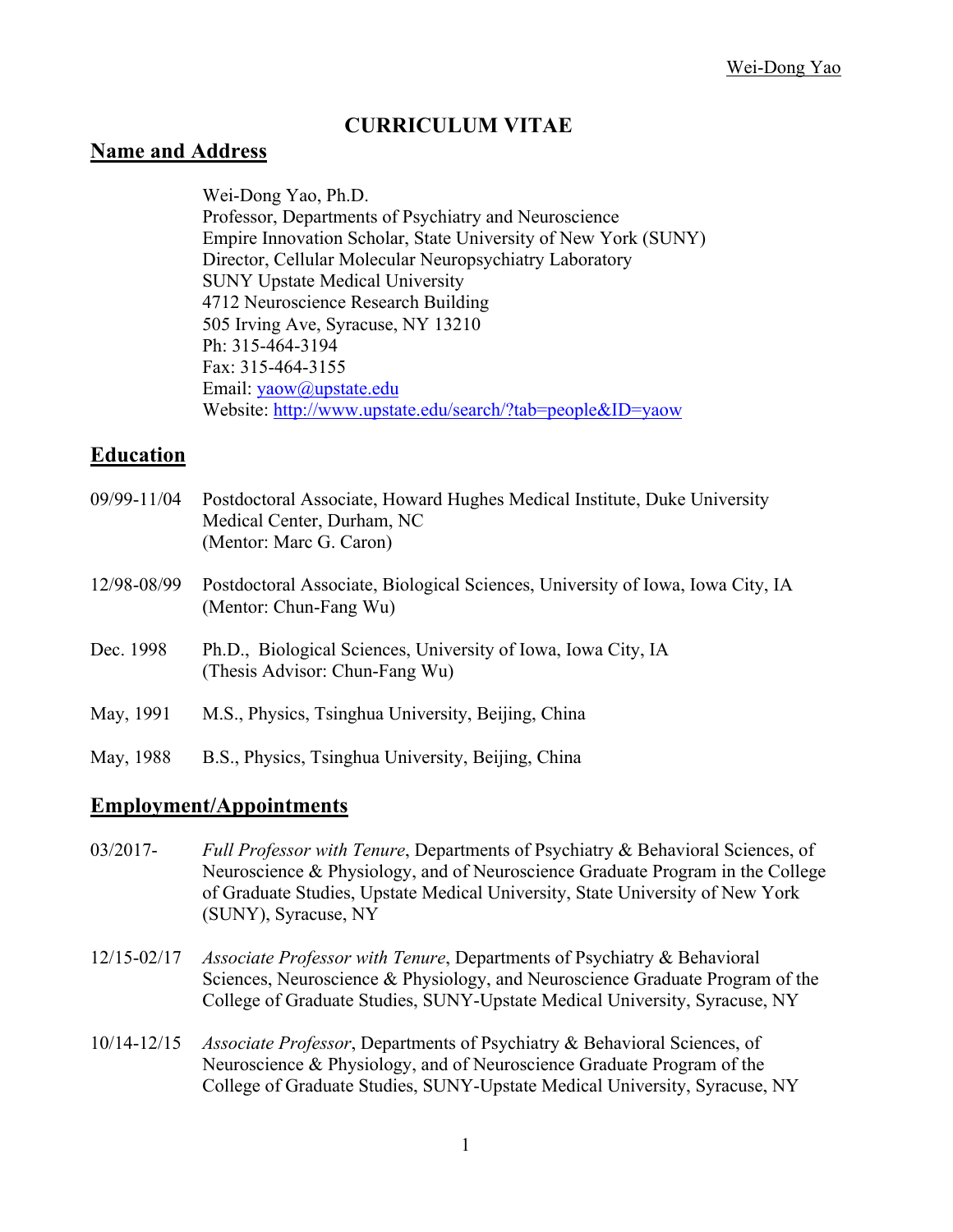# CURRICULUM VITAE

## Name and Address

Wei-Dong Yao, Ph.D.
Professor, Departments of Psychiatry and Neuroscience
Empire Innovation Scholar, State University of New York (SUNY)
Director, Cellular Molecular Neuropsychiatry Laboratory
SUNY Upstate Medical University
4712 Neuroscience Research Building
505 Irving Ave, Syracuse, NY 13210
Ph: 315-464-3194
Fax: 315-464-3155
Email: yaow@upstate.edu
Website: http://www.upstate.edu/search/?tab=people&ID=yaow

## Education

09/99-11/04 Postdoctoral Associate, Howard Hughes Medical Institute, Duke University Medical Center, Durham, NC
(Mentor: Marc G. Caron)

12/98-08/99 Postdoctoral Associate, Biological Sciences, University of Iowa, Iowa City, IA
(Mentor: Chun-Fang Wu)

Dec. 1998 Ph.D., Biological Sciences, University of Iowa, Iowa City, IA
(Thesis Advisor: Chun-Fang Wu)

May, 1991 M.S., Physics, Tsinghua University, Beijing, China

May, 1988 B.S., Physics, Tsinghua University, Beijing, China

## Employment/Appointments

03/2017- *Full Professor with Tenure*, Departments of Psychiatry & Behavioral Sciences, of Neuroscience & Physiology, and of Neuroscience Graduate Program in the College of Graduate Studies, Upstate Medical University, State University of New York (SUNY), Syracuse, NY

12/15-02/17 *Associate Professor with Tenure*, Departments of Psychiatry & Behavioral Sciences, Neuroscience & Physiology, and Neuroscience Graduate Program of the College of Graduate Studies, SUNY-Upstate Medical University, Syracuse, NY

10/14-12/15 *Associate Professor*, Departments of Psychiatry & Behavioral Sciences, of Neuroscience & Physiology, and of Neuroscience Graduate Program of the College of Graduate Studies, SUNY-Upstate Medical University, Syracuse, NY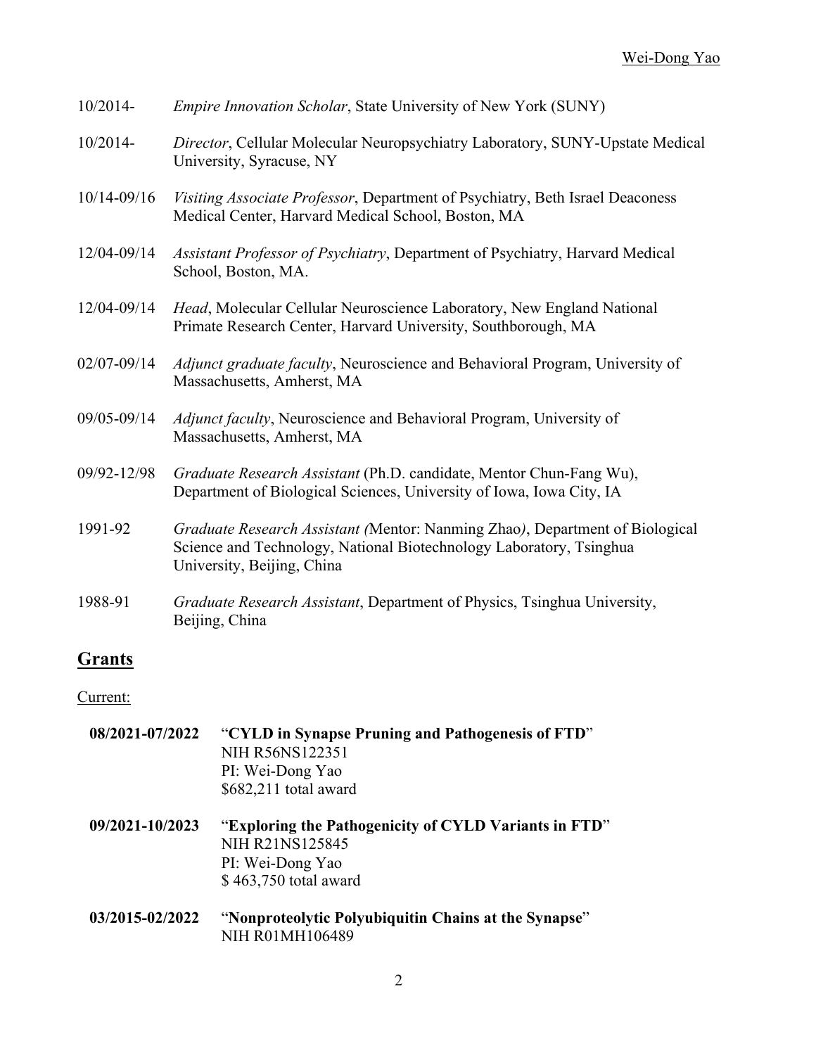10/2014- *Empire Innovation Scholar*, State University of New York (SUNY)

10/2014- *Director*, Cellular Molecular Neuropsychiatry Laboratory, SUNY-Upstate Medical University, Syracuse, NY

10/14-09/16 *Visiting Associate Professor*, Department of Psychiatry, Beth Israel Deaconess Medical Center, Harvard Medical School, Boston, MA

12/04-09/14 *Assistant Professor of Psychiatry*, Department of Psychiatry, Harvard Medical School, Boston, MA.

12/04-09/14 *Head*, Molecular Cellular Neuroscience Laboratory, New England National Primate Research Center, Harvard University, Southborough, MA

02/07-09/14 *Adjunct graduate faculty*, Neuroscience and Behavioral Program, University of Massachusetts, Amherst, MA

09/05-09/14 *Adjunct faculty*, Neuroscience and Behavioral Program, University of Massachusetts, Amherst, MA

09/92-12/98 *Graduate Research Assistant* (Ph.D. candidate, Mentor Chun-Fang Wu), Department of Biological Sciences, University of Iowa, Iowa City, IA

1991-92 *Graduate Research Assistant (*Mentor: Nanming Zhao*)*, Department of Biological Science and Technology, National Biotechnology Laboratory, Tsinghua University, Beijing, China

1988-91 *Graduate Research Assistant*, Department of Physics, Tsinghua University, Beijing, China

## Grants

Current:

**08/2021-07/2022** "**CYLD in Synapse Pruning and Pathogenesis of FTD**"
NIH R56NS122351
PI: Wei-Dong Yao
$682,211 total award

**09/2021-10/2023** "**Exploring the Pathogenicity of CYLD Variants in FTD**"
NIH R21NS125845
PI: Wei-Dong Yao
$ 463,750 total award

**03/2015-02/2022** "**Nonproteolytic Polyubiquitin Chains at the Synapse**"
NIH R01MH106489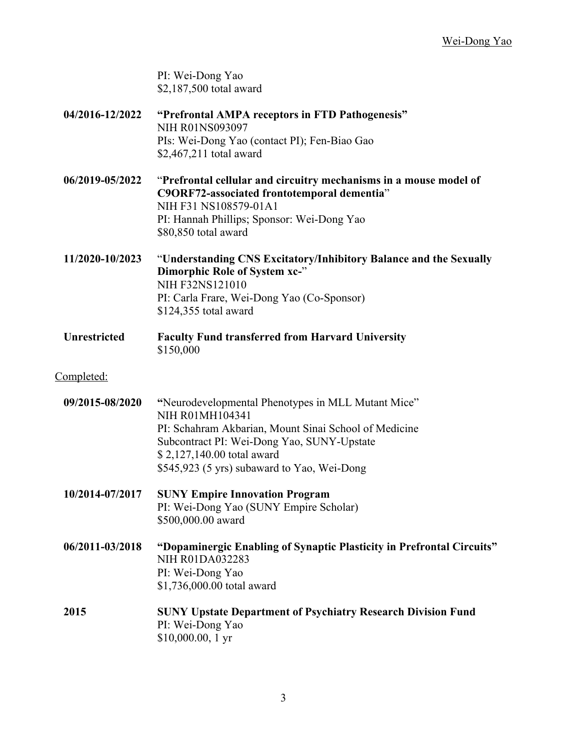PI: Wei-Dong Yao
$2,187,500 total award

**04/2016-12/2022** **"Prefrontal AMPA receptors in FTD Pathogenesis"**
NIH R01NS093097
PIs: Wei-Dong Yao (contact PI); Fen-Biao Gao
$2,467,211 total award

**06/2019-05/2022** "**Prefrontal cellular and circuitry mechanisms in a mouse model of C9ORF72-associated frontotemporal dementia**"
NIH F31 NS108579-01A1
PI: Hannah Phillips; Sponsor: Wei-Dong Yao
$80,850 total award

**11/2020-10/2023** "**Understanding CNS Excitatory/Inhibitory Balance and the Sexually Dimorphic Role of System xc-**"
NIH F32NS121010
PI: Carla Frare, Wei-Dong Yao (Co-Sponsor)
$124,355 total award

**Unrestricted** **Faculty Fund transferred from Harvard University**
$150,000

Completed:

**09/2015-08/2020** **"**Neurodevelopmental Phenotypes in MLL Mutant Mice"
NIH R01MH104341
PI: Schahram Akbarian, Mount Sinai School of Medicine
Subcontract PI: Wei-Dong Yao, SUNY-Upstate
$ 2,127,140.00 total award
$545,923 (5 yrs) subaward to Yao, Wei-Dong

**10/2014-07/2017** **SUNY Empire Innovation Program**
PI: Wei-Dong Yao (SUNY Empire Scholar)
$500,000.00 award

**06/2011-03/2018** **"Dopaminergic Enabling of Synaptic Plasticity in Prefrontal Circuits"**
NIH R01DA032283
PI: Wei-Dong Yao
$1,736,000.00 total award

**2015** **SUNY Upstate Department of Psychiatry Research Division Fund**
PI: Wei-Dong Yao
$10,000.00, 1 yr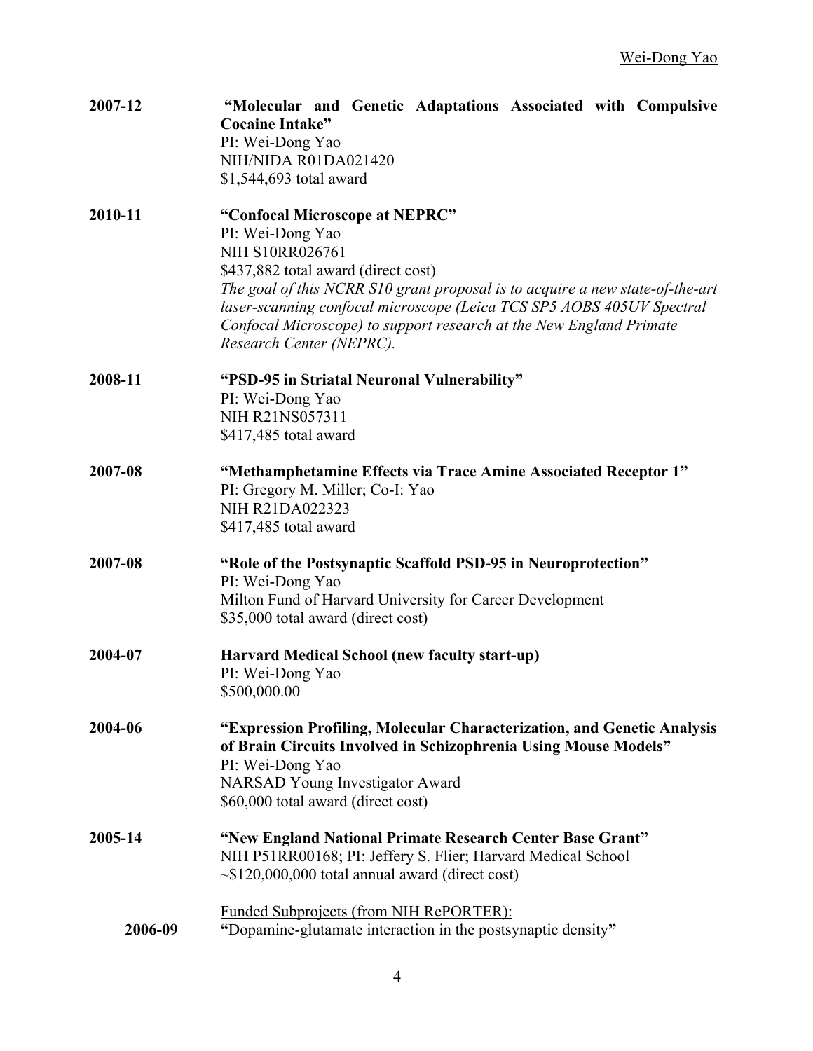**2007-12** **"Molecular and Genetic Adaptations Associated with Compulsive Cocaine Intake"**
PI: Wei-Dong Yao
NIH/NIDA R01DA021420
$1,544,693 total award

**2010-11** **"Confocal Microscope at NEPRC"**
PI: Wei-Dong Yao
NIH S10RR026761
$437,882 total award (direct cost)
*The goal of this NCRR S10 grant proposal is to acquire a new state-of-the-art laser-scanning confocal microscope (Leica TCS SP5 AOBS 405UV Spectral Confocal Microscope) to support research at the New England Primate Research Center (NEPRC).*

**2008-11** **"PSD-95 in Striatal Neuronal Vulnerability"**
PI: Wei-Dong Yao
NIH R21NS057311
$417,485 total award

**2007-08** **"Methamphetamine Effects via Trace Amine Associated Receptor 1"**
PI: Gregory M. Miller; Co-I: Yao
NIH R21DA022323
$417,485 total award

**2007-08** **"Role of the Postsynaptic Scaffold PSD-95 in Neuroprotection"**
PI: Wei-Dong Yao
Milton Fund of Harvard University for Career Development
$35,000 total award (direct cost)

**2004-07** **Harvard Medical School (new faculty start-up)**
PI: Wei-Dong Yao
$500,000.00

**2004-06** **"Expression Profiling, Molecular Characterization, and Genetic Analysis of Brain Circuits Involved in Schizophrenia Using Mouse Models"**
PI: Wei-Dong Yao
NARSAD Young Investigator Award
$60,000 total award (direct cost)

**2005-14** **"New England National Primate Research Center Base Grant"**
NIH P51RR00168; PI: Jeffery S. Flier; Harvard Medical School
~$120,000,000 total annual award (direct cost)

Funded Subprojects (from NIH RePORTER):

**2006-09** **"**Dopamine-glutamate interaction in the postsynaptic density**"**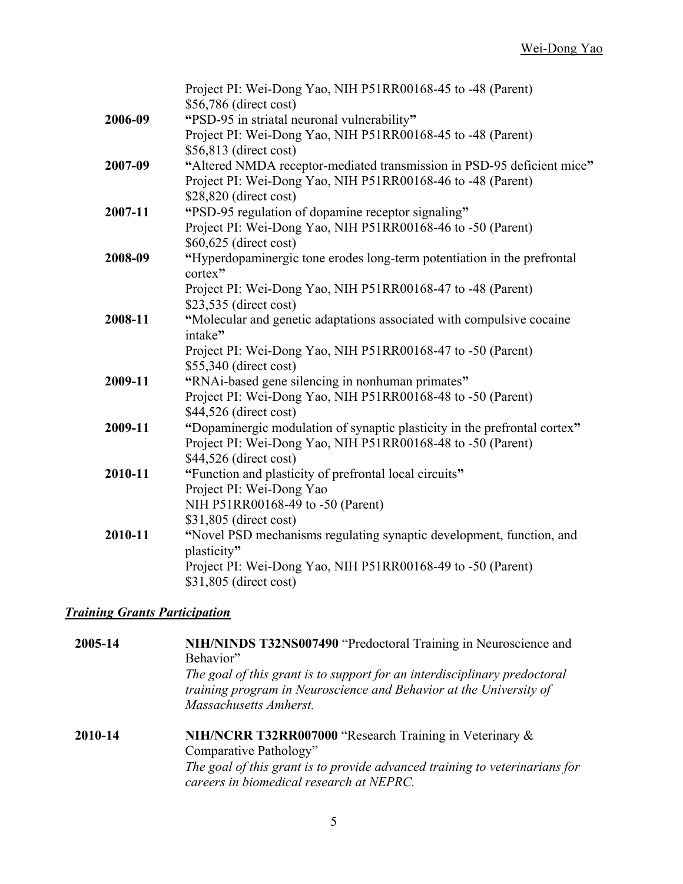Project PI: Wei-Dong Yao, NIH P51RR00168-45 to -48 (Parent)
$56,786 (direct cost)

**2006-09** **"**PSD-95 in striatal neuronal vulnerability**"**
Project PI: Wei-Dong Yao, NIH P51RR00168-45 to -48 (Parent)
$56,813 (direct cost)

**2007-09** **"**Altered NMDA receptor-mediated transmission in PSD-95 deficient mice**"**
Project PI: Wei-Dong Yao, NIH P51RR00168-46 to -48 (Parent)
$28,820 (direct cost)

**2007-11** **"**PSD-95 regulation of dopamine receptor signaling**"**
Project PI: Wei-Dong Yao, NIH P51RR00168-46 to -50 (Parent)
$60,625 (direct cost)

**2008-09** **"**Hyperdopaminergic tone erodes long-term potentiation in the prefrontal cortex**"**
Project PI: Wei-Dong Yao, NIH P51RR00168-47 to -48 (Parent)
$23,535 (direct cost)

**2008-11** **"**Molecular and genetic adaptations associated with compulsive cocaine intake**"**
Project PI: Wei-Dong Yao, NIH P51RR00168-47 to -50 (Parent)
$55,340 (direct cost)

**2009-11** **"**RNAi-based gene silencing in nonhuman primates**"**
Project PI: Wei-Dong Yao, NIH P51RR00168-48 to -50 (Parent)
$44,526 (direct cost)

**2009-11** **"**Dopaminergic modulation of synaptic plasticity in the prefrontal cortex**"**
Project PI: Wei-Dong Yao, NIH P51RR00168-48 to -50 (Parent)
$44,526 (direct cost)

**2010-11** **"**Function and plasticity of prefrontal local circuits**"**
Project PI: Wei-Dong Yao
NIH P51RR00168-49 to -50 (Parent)
$31,805 (direct cost)

**2010-11** **"**Novel PSD mechanisms regulating synaptic development, function, and plasticity**"**
Project PI: Wei-Dong Yao, NIH P51RR00168-49 to -50 (Parent)
$31,805 (direct cost)

### ***Training Grants Participation***

**2005-14** **NIH/NINDS T32NS007490** "Predoctoral Training in Neuroscience and Behavior"
*The goal of this grant is to support for an interdisciplinary predoctoral training program in Neuroscience and Behavior at the University of Massachusetts Amherst.*

**2010-14** **NIH/NCRR T32RR007000** "Research Training in Veterinary & Comparative Pathology"
*The goal of this grant is to provide advanced training to veterinarians for careers in biomedical research at NEPRC.*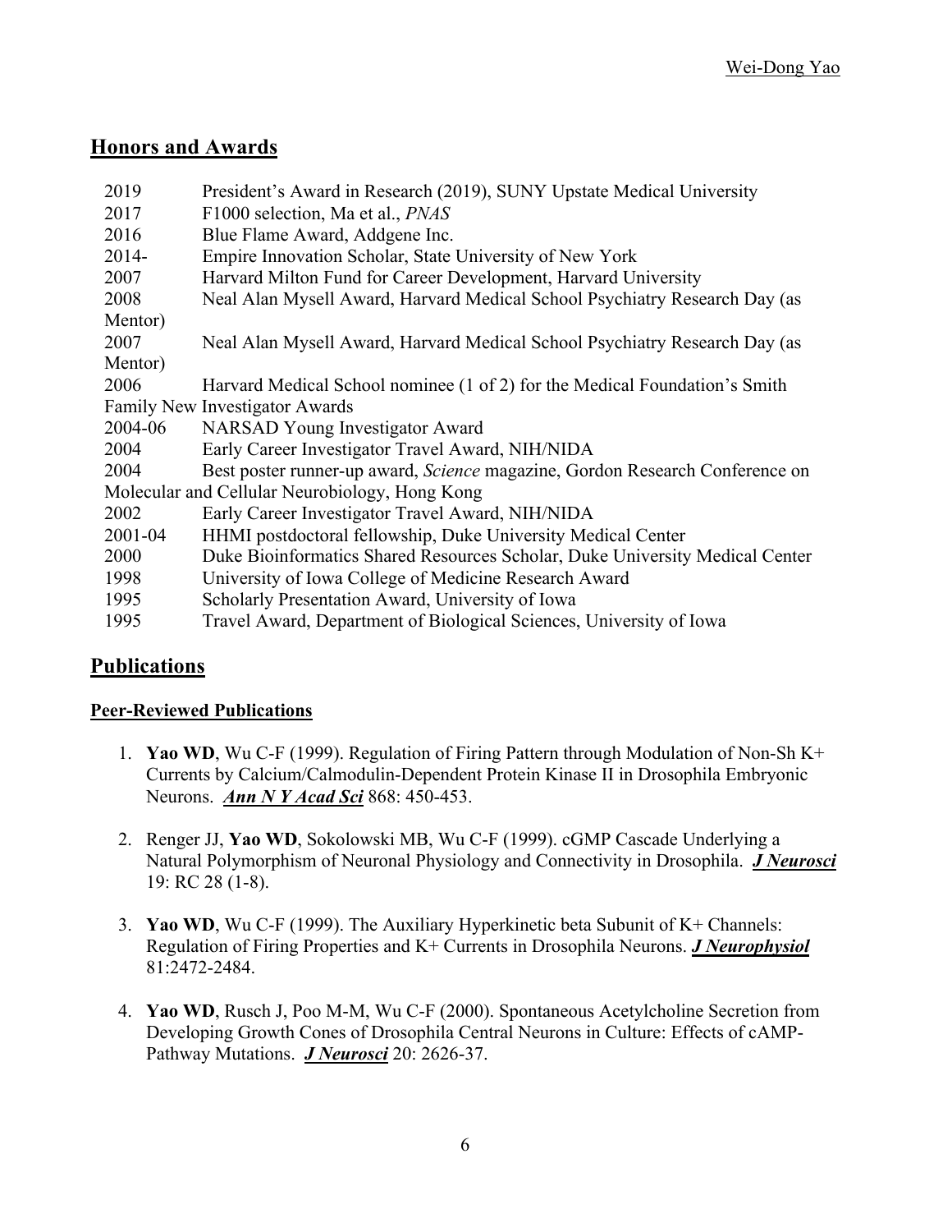## Honors and Awards

| | |
|---|---|
| 2019 | President's Award in Research (2019), SUNY Upstate Medical University |
| 2017 | F1000 selection, Ma et al., *PNAS* |
| 2016 | Blue Flame Award, Addgene Inc. |
| 2014- | Empire Innovation Scholar, State University of New York |
| 2007 | Harvard Milton Fund for Career Development, Harvard University |
| 2008 | Neal Alan Mysell Award, Harvard Medical School Psychiatry Research Day (as Mentor) |
| 2007 | Neal Alan Mysell Award, Harvard Medical School Psychiatry Research Day (as Mentor) |
| 2006 | Harvard Medical School nominee (1 of 2) for the Medical Foundation's Smith Family New Investigator Awards |
| 2004-06 | NARSAD Young Investigator Award |
| 2004 | Early Career Investigator Travel Award, NIH/NIDA |
| 2004 | Best poster runner-up award, *Science* magazine, Gordon Research Conference on Molecular and Cellular Neurobiology, Hong Kong |
| 2002 | Early Career Investigator Travel Award, NIH/NIDA |
| 2001-04 | HHMI postdoctoral fellowship, Duke University Medical Center |
| 2000 | Duke Bioinformatics Shared Resources Scholar, Duke University Medical Center |
| 1998 | University of Iowa College of Medicine Research Award |
| 1995 | Scholarly Presentation Award, University of Iowa |
| 1995 | Travel Award, Department of Biological Sciences, University of Iowa |

## Publications

### Peer-Reviewed Publications

1. **Yao WD**, Wu C-F (1999). Regulation of Firing Pattern through Modulation of Non-Sh K+ Currents by Calcium/Calmodulin-Dependent Protein Kinase II in Drosophila Embryonic Neurons. ***Ann N Y Acad Sci*** 868: 450-453.

2. Renger JJ, **Yao WD**, Sokolowski MB, Wu C-F (1999). cGMP Cascade Underlying a Natural Polymorphism of Neuronal Physiology and Connectivity in Drosophila. ***J Neurosci*** 19: RC 28 (1-8).

3. **Yao WD**, Wu C-F (1999). The Auxiliary Hyperkinetic beta Subunit of K+ Channels: Regulation of Firing Properties and K+ Currents in Drosophila Neurons. ***J Neurophysiol*** 81:2472-2484.

4. **Yao WD**, Rusch J, Poo M-M, Wu C-F (2000). Spontaneous Acetylcholine Secretion from Developing Growth Cones of Drosophila Central Neurons in Culture: Effects of cAMP-Pathway Mutations. ***J Neurosci*** 20: 2626-37.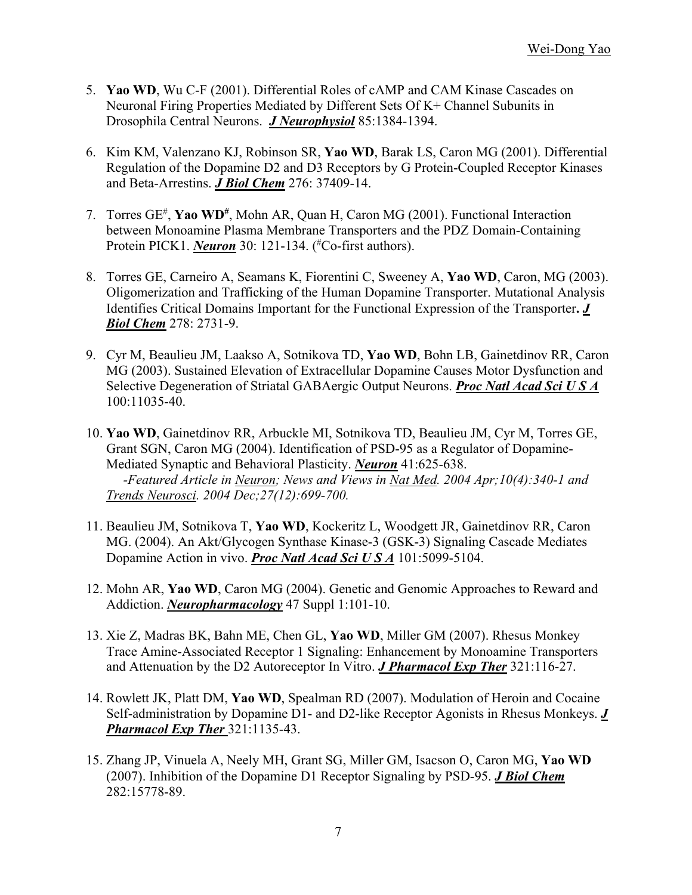5. **Yao WD**, Wu C-F (2001). Differential Roles of cAMP and CAM Kinase Cascades on Neuronal Firing Properties Mediated by Different Sets Of K+ Channel Subunits in Drosophila Central Neurons. ***J Neurophysiol*** 85:1384-1394.

6. Kim KM, Valenzano KJ, Robinson SR, **Yao WD**, Barak LS, Caron MG (2001). Differential Regulation of the Dopamine D2 and D3 Receptors by G Protein-Coupled Receptor Kinases and Beta-Arrestins. ***J Biol Chem*** 276: 37409-14.

7. Torres GE[#], **Yao WD[#]**, Mohn AR, Quan H, Caron MG (2001). Functional Interaction between Monoamine Plasma Membrane Transporters and the PDZ Domain-Containing Protein PICK1. ***Neuron*** 30: 121-134. ([#]Co-first authors).

8. Torres GE, Carneiro A, Seamans K, Fiorentini C, Sweeney A, **Yao WD**, Caron, MG (2003). Oligomerization and Trafficking of the Human Dopamine Transporter. Mutational Analysis Identifies Critical Domains Important for the Functional Expression of the Transporter**.** ***J Biol Chem*** 278: 2731-9.

9. Cyr M, Beaulieu JM, Laakso A, Sotnikova TD, **Yao WD**, Bohn LB, Gainetdinov RR, Caron MG (2003). Sustained Elevation of Extracellular Dopamine Causes Motor Dysfunction and Selective Degeneration of Striatal GABAergic Output Neurons. ***Proc Natl Acad Sci U S A*** 100:11035-40.

10. **Yao WD**, Gainetdinov RR, Arbuckle MI, Sotnikova TD, Beaulieu JM, Cyr M, Torres GE, Grant SGN, Caron MG (2004). Identification of PSD-95 as a Regulator of Dopamine-Mediated Synaptic and Behavioral Plasticity. ***Neuron*** 41:625-638.
    *-Featured Article in Neuron; News and Views in Nat Med. 2004 Apr;10(4):340-1 and Trends Neurosci. 2004 Dec;27(12):699-700.*

11. Beaulieu JM, Sotnikova T, **Yao WD**, Kockeritz L, Woodgett JR, Gainetdinov RR, Caron MG. (2004). An Akt/Glycogen Synthase Kinase-3 (GSK-3) Signaling Cascade Mediates Dopamine Action in vivo. ***Proc Natl Acad Sci U S A*** 101:5099-5104.

12. Mohn AR, **Yao WD**, Caron MG (2004). Genetic and Genomic Approaches to Reward and Addiction. ***Neuropharmacology*** 47 Suppl 1:101-10.

13. Xie Z, Madras BK, Bahn ME, Chen GL, **Yao WD**, Miller GM (2007). Rhesus Monkey Trace Amine-Associated Receptor 1 Signaling: Enhancement by Monoamine Transporters and Attenuation by the D2 Autoreceptor In Vitro. ***J Pharmacol Exp Ther*** 321:116-27.

14. Rowlett JK, Platt DM, **Yao WD**, Spealman RD (2007). Modulation of Heroin and Cocaine Self-administration by Dopamine D1- and D2-like Receptor Agonists in Rhesus Monkeys. ***J Pharmacol Exp Ther*** 321:1135-43.

15. Zhang JP, Vinuela A, Neely MH, Grant SG, Miller GM, Isacson O, Caron MG, **Yao WD** (2007). Inhibition of the Dopamine D1 Receptor Signaling by PSD-95. ***J Biol Chem*** 282:15778-89.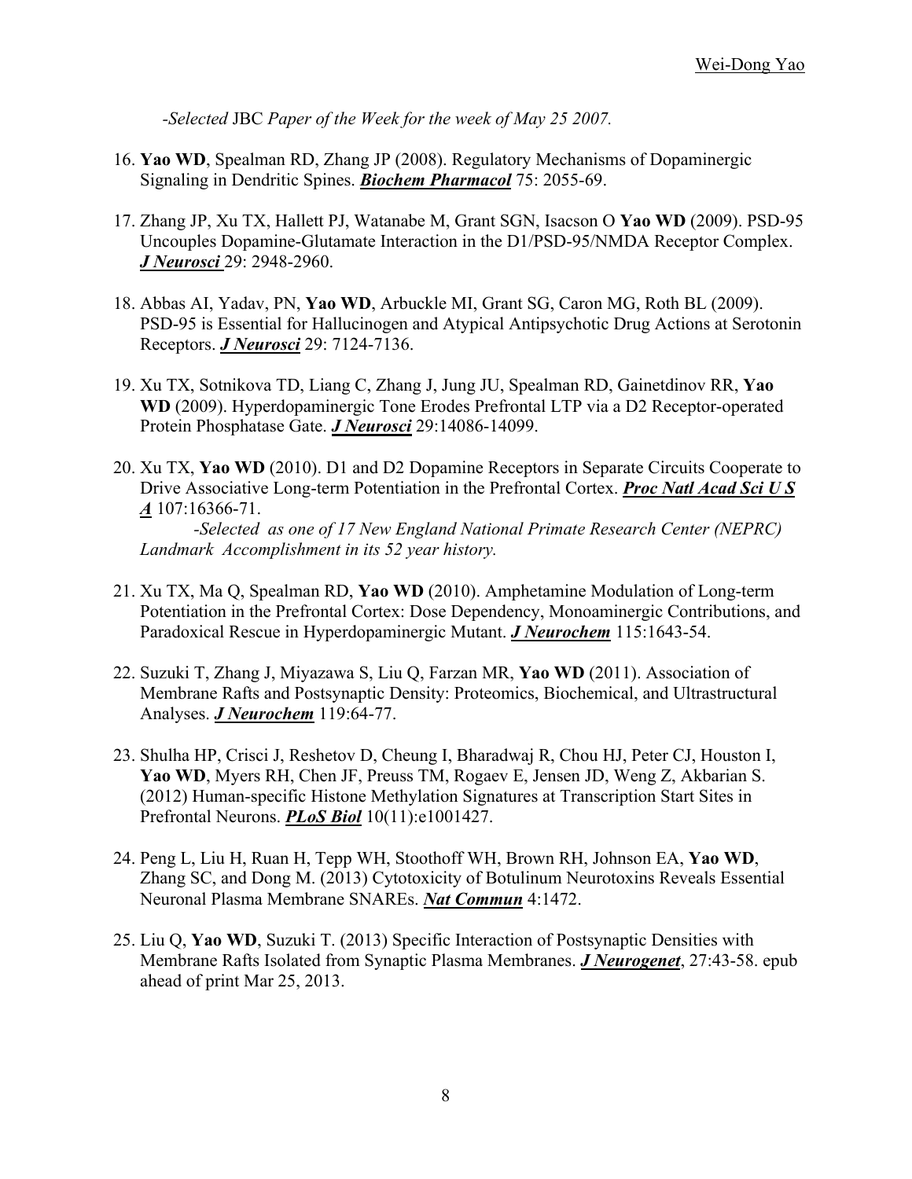*-Selected* JBC *Paper of the Week for the week of May 25 2007.*

16. **Yao WD**, Spealman RD, Zhang JP (2008). Regulatory Mechanisms of Dopaminergic Signaling in Dendritic Spines. ***Biochem Pharmacol*** 75: 2055-69.

17. Zhang JP, Xu TX, Hallett PJ, Watanabe M, Grant SGN, Isacson O **Yao WD** (2009). PSD-95 Uncouples Dopamine-Glutamate Interaction in the D1/PSD-95/NMDA Receptor Complex. ***J Neurosci*** 29: 2948-2960.

18. Abbas AI, Yadav, PN, **Yao WD**, Arbuckle MI, Grant SG, Caron MG, Roth BL (2009). PSD-95 is Essential for Hallucinogen and Atypical Antipsychotic Drug Actions at Serotonin Receptors. ***J Neurosci*** 29: 7124-7136.

19. Xu TX, Sotnikova TD, Liang C, Zhang J, Jung JU, Spealman RD, Gainetdinov RR, **Yao WD** (2009). Hyperdopaminergic Tone Erodes Prefrontal LTP via a D2 Receptor-operated Protein Phosphatase Gate. ***J Neurosci*** 29:14086-14099.

20. Xu TX, **Yao WD** (2010). D1 and D2 Dopamine Receptors in Separate Circuits Cooperate to Drive Associative Long-term Potentiation in the Prefrontal Cortex. ***Proc Natl Acad Sci U S A*** 107:16366-71.
    *-Selected as one of 17 New England National Primate Research Center (NEPRC) Landmark Accomplishment in its 52 year history.*

21. Xu TX, Ma Q, Spealman RD, **Yao WD** (2010). Amphetamine Modulation of Long-term Potentiation in the Prefrontal Cortex: Dose Dependency, Monoaminergic Contributions, and Paradoxical Rescue in Hyperdopaminergic Mutant. ***J Neurochem*** 115:1643-54.

22. Suzuki T, Zhang J, Miyazawa S, Liu Q, Farzan MR, **Yao WD** (2011). Association of Membrane Rafts and Postsynaptic Density: Proteomics, Biochemical, and Ultrastructural Analyses. ***J Neurochem*** 119:64-77.

23. Shulha HP, Crisci J, Reshetov D, Cheung I, Bharadwaj R, Chou HJ, Peter CJ, Houston I, **Yao WD**, Myers RH, Chen JF, Preuss TM, Rogaev E, Jensen JD, Weng Z, Akbarian S. (2012) Human-specific Histone Methylation Signatures at Transcription Start Sites in Prefrontal Neurons. ***PLoS Biol*** 10(11):e1001427.

24. Peng L, Liu H, Ruan H, Tepp WH, Stoothoff WH, Brown RH, Johnson EA, **Yao WD**, Zhang SC, and Dong M. (2013) Cytotoxicity of Botulinum Neurotoxins Reveals Essential Neuronal Plasma Membrane SNAREs. ***Nat Commun*** 4:1472.

25. Liu Q, **Yao WD**, Suzuki T. (2013) Specific Interaction of Postsynaptic Densities with Membrane Rafts Isolated from Synaptic Plasma Membranes. ***J Neurogenet***, 27:43-58. epub ahead of print Mar 25, 2013.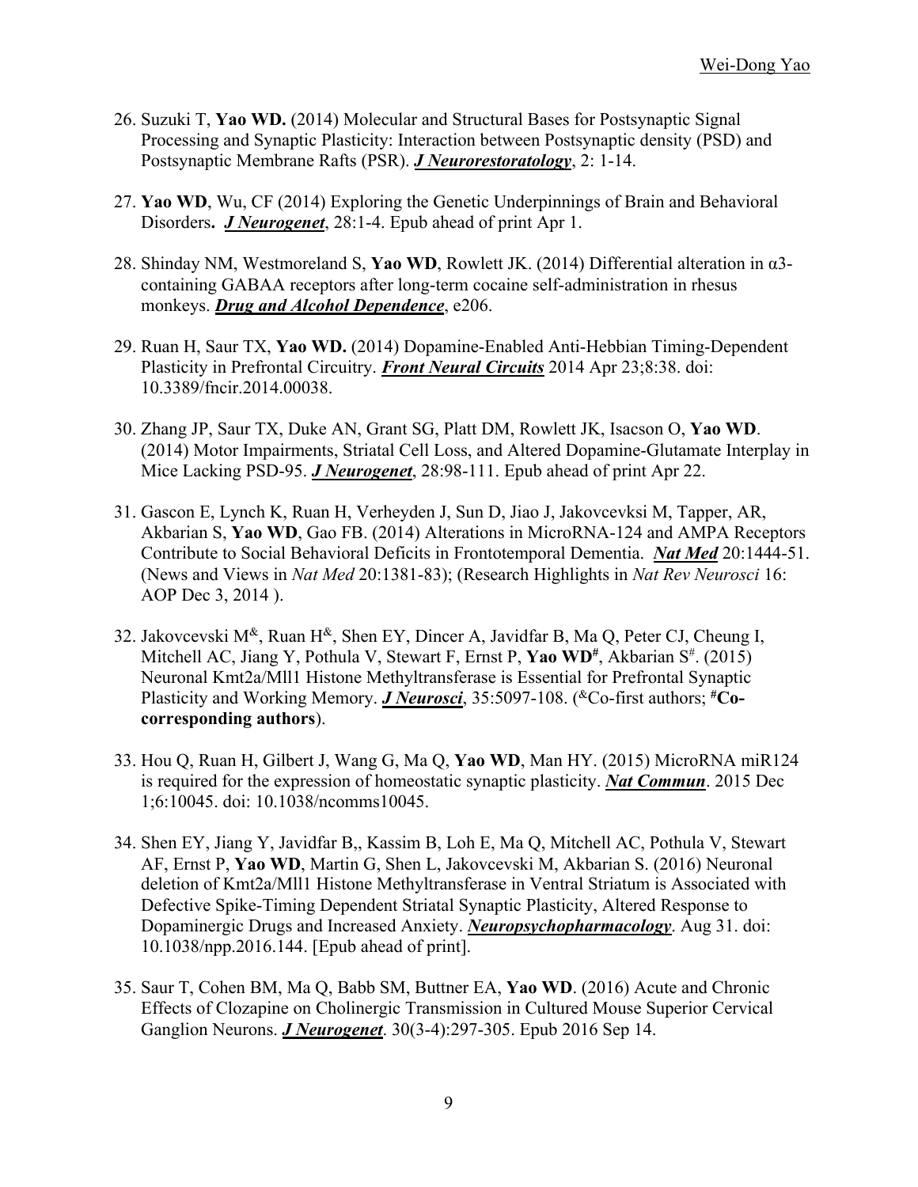26. Suzuki T, **Yao WD.** (2014) Molecular and Structural Bases for Postsynaptic Signal Processing and Synaptic Plasticity: Interaction between Postsynaptic density (PSD) and Postsynaptic Membrane Rafts (PSR). ***J Neurorestoratology***, 2: 1-14.

27. **Yao WD**, Wu, CF (2014) Exploring the Genetic Underpinnings of Brain and Behavioral Disorders**.** ***J Neurogenet***, 28:1-4. Epub ahead of print Apr 1.

28. Shinday NM, Westmoreland S, **Yao WD**, Rowlett JK. (2014) Differential alteration in α3-containing GABAA receptors after long-term cocaine self-administration in rhesus monkeys. ***Drug and Alcohol Dependence***, e206.

29. Ruan H, Saur TX, **Yao WD.** (2014) Dopamine-Enabled Anti-Hebbian Timing-Dependent Plasticity in Prefrontal Circuitry. ***Front Neural Circuits*** 2014 Apr 23;8:38. doi: 10.3389/fncir.2014.00038.

30. Zhang JP, Saur TX, Duke AN, Grant SG, Platt DM, Rowlett JK, Isacson O, **Yao WD**. (2014) Motor Impairments, Striatal Cell Loss, and Altered Dopamine-Glutamate Interplay in Mice Lacking PSD-95. ***J Neurogenet***, 28:98-111. Epub ahead of print Apr 22.

31. Gascon E, Lynch K, Ruan H, Verheyden J, Sun D, Jiao J, Jakovcevksi M, Tapper, AR, Akbarian S, **Yao WD**, Gao FB. (2014) Alterations in MicroRNA-124 and AMPA Receptors Contribute to Social Behavioral Deficits in Frontotemporal Dementia. ***Nat Med*** 20:1444-51. (News and Views in *Nat Med* 20:1381-83); (Research Highlights in *Nat Rev Neurosci* 16: AOP Dec 3, 2014 ).

32. Jakovcevski M[&], Ruan H[&], Shen EY, Dincer A, Javidfar B, Ma Q, Peter CJ, Cheung I, Mitchell AC, Jiang Y, Pothula V, Stewart F, Ernst P, **Yao WD[#]**, Akbarian S[#]. (2015) Neuronal Kmt2a/Mll1 Histone Methyltransferase is Essential for Prefrontal Synaptic Plasticity and Working Memory. ***J Neurosci***, 35:5097-108. ([&]Co-first authors; **[#]Co-corresponding authors**).

33. Hou Q, Ruan H, Gilbert J, Wang G, Ma Q, **Yao WD**, Man HY. (2015) MicroRNA miR124 is required for the expression of homeostatic synaptic plasticity. ***Nat Commun***. 2015 Dec 1;6:10045. doi: 10.1038/ncomms10045.

34. Shen EY, Jiang Y, Javidfar B,, Kassim B, Loh E, Ma Q, Mitchell AC, Pothula V, Stewart AF, Ernst P, **Yao WD**, Martin G, Shen L, Jakovcevski M, Akbarian S. (2016) Neuronal deletion of Kmt2a/Mll1 Histone Methyltransferase in Ventral Striatum is Associated with Defective Spike-Timing Dependent Striatal Synaptic Plasticity, Altered Response to Dopaminergic Drugs and Increased Anxiety. ***Neuropsychopharmacology***. Aug 31. doi: 10.1038/npp.2016.144. [Epub ahead of print].

35. Saur T, Cohen BM, Ma Q, Babb SM, Buttner EA, **Yao WD**. (2016) Acute and Chronic Effects of Clozapine on Cholinergic Transmission in Cultured Mouse Superior Cervical Ganglion Neurons. ***J Neurogenet***. 30(3-4):297-305. Epub 2016 Sep 14.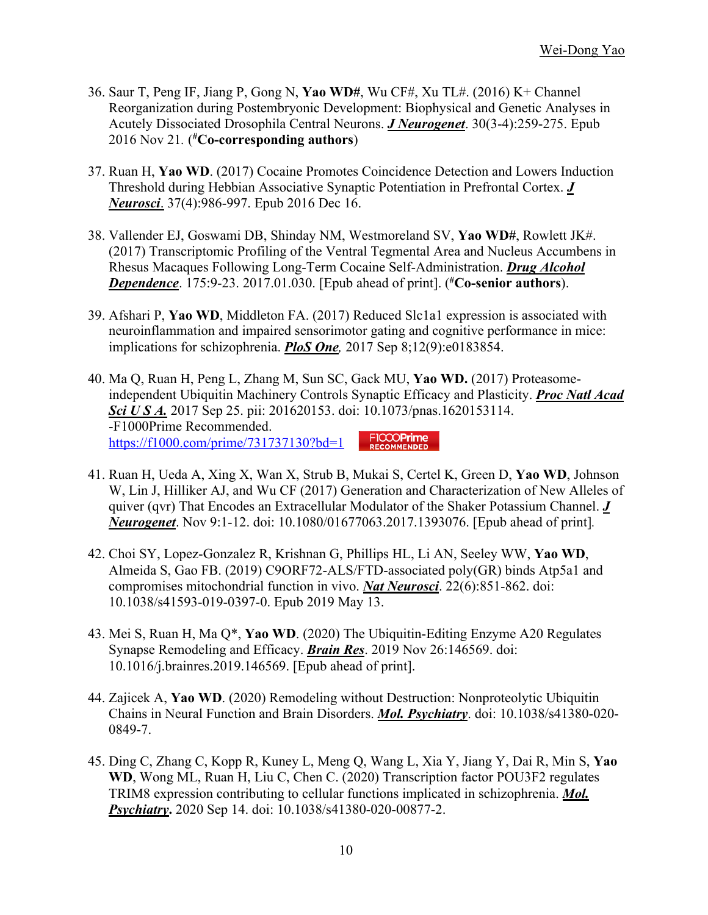36. Saur T, Peng IF, Jiang P, Gong N, **Yao WD#**, Wu CF#, Xu TL#. (2016) K+ Channel Reorganization during Postembryonic Development: Biophysical and Genetic Analyses in Acutely Dissociated Drosophila Central Neurons. ***J Neurogenet***. 30(3-4):259-275. Epub 2016 Nov 21. (**#Co-corresponding authors**)

37. Ruan H, **Yao WD**. (2017) Cocaine Promotes Coincidence Detection and Lowers Induction Threshold during Hebbian Associative Synaptic Potentiation in Prefrontal Cortex. ***J Neurosci***. 37(4):986-997. Epub 2016 Dec 16.

38. Vallender EJ, Goswami DB, Shinday NM, Westmoreland SV, **Yao WD#**, Rowlett JK#. (2017) Transcriptomic Profiling of the Ventral Tegmental Area and Nucleus Accumbens in Rhesus Macaques Following Long-Term Cocaine Self-Administration. ***Drug Alcohol Dependence***. 175:9-23. 2017.01.030. [Epub ahead of print]. (**#Co-senior authors**).

39. Afshari P, **Yao WD**, Middleton FA. (2017) Reduced Slc1a1 expression is associated with neuroinflammation and impaired sensorimotor gating and cognitive performance in mice: implications for schizophrenia. ***PloS One**,* 2017 Sep 8;12(9):e0183854.

40. Ma Q, Ruan H, Peng L, Zhang M, Sun SC, Gack MU, **Yao WD.** (2017) Proteasome-independent Ubiquitin Machinery Controls Synaptic Efficacy and Plasticity. ***Proc Natl Acad Sci U S A.*** 2017 Sep 25. pii: 201620153. doi: 10.1073/pnas.1620153114.
-F1000Prime Recommended.
https://f1000.com/prime/731737130?bd=1 F1000Prime RECOMMENDED

41. Ruan H, Ueda A, Xing X, Wan X, Strub B, Mukai S, Certel K, Green D, **Yao WD**, Johnson W, Lin J, Hilliker AJ, and Wu CF (2017) Generation and Characterization of New Alleles of quiver (qvr) That Encodes an Extracellular Modulator of the Shaker Potassium Channel. ***J Neurogenet***. Nov 9:1-12. doi: 10.1080/01677063.2017.1393076. [Epub ahead of print].

42. Choi SY, Lopez-Gonzalez R, Krishnan G, Phillips HL, Li AN, Seeley WW, **Yao WD**, Almeida S, Gao FB. (2019) C9ORF72-ALS/FTD-associated poly(GR) binds Atp5a1 and compromises mitochondrial function in vivo. ***Nat Neurosci***. 22(6):851-862. doi: 10.1038/s41593-019-0397-0. Epub 2019 May 13.

43. Mei S, Ruan H, Ma Q*, **Yao WD**. (2020) The Ubiquitin-Editing Enzyme A20 Regulates Synapse Remodeling and Efficacy. ***Brain Res***. 2019 Nov 26:146569. doi: 10.1016/j.brainres.2019.146569. [Epub ahead of print].

44. Zajicek A, **Yao WD**. (2020) Remodeling without Destruction: Nonproteolytic Ubiquitin Chains in Neural Function and Brain Disorders. ***Mol. Psychiatry***. doi: 10.1038/s41380-020-0849-7.

45. Ding C, Zhang C, Kopp R, Kuney L, Meng Q, Wang L, Xia Y, Jiang Y, Dai R, Min S, **Yao WD**, Wong ML, Ruan H, Liu C, Chen C. (2020) Transcription factor POU3F2 regulates TRIM8 expression contributing to cellular functions implicated in schizophrenia. ***Mol. Psychiatry*.** 2020 Sep 14. doi: 10.1038/s41380-020-00877-2.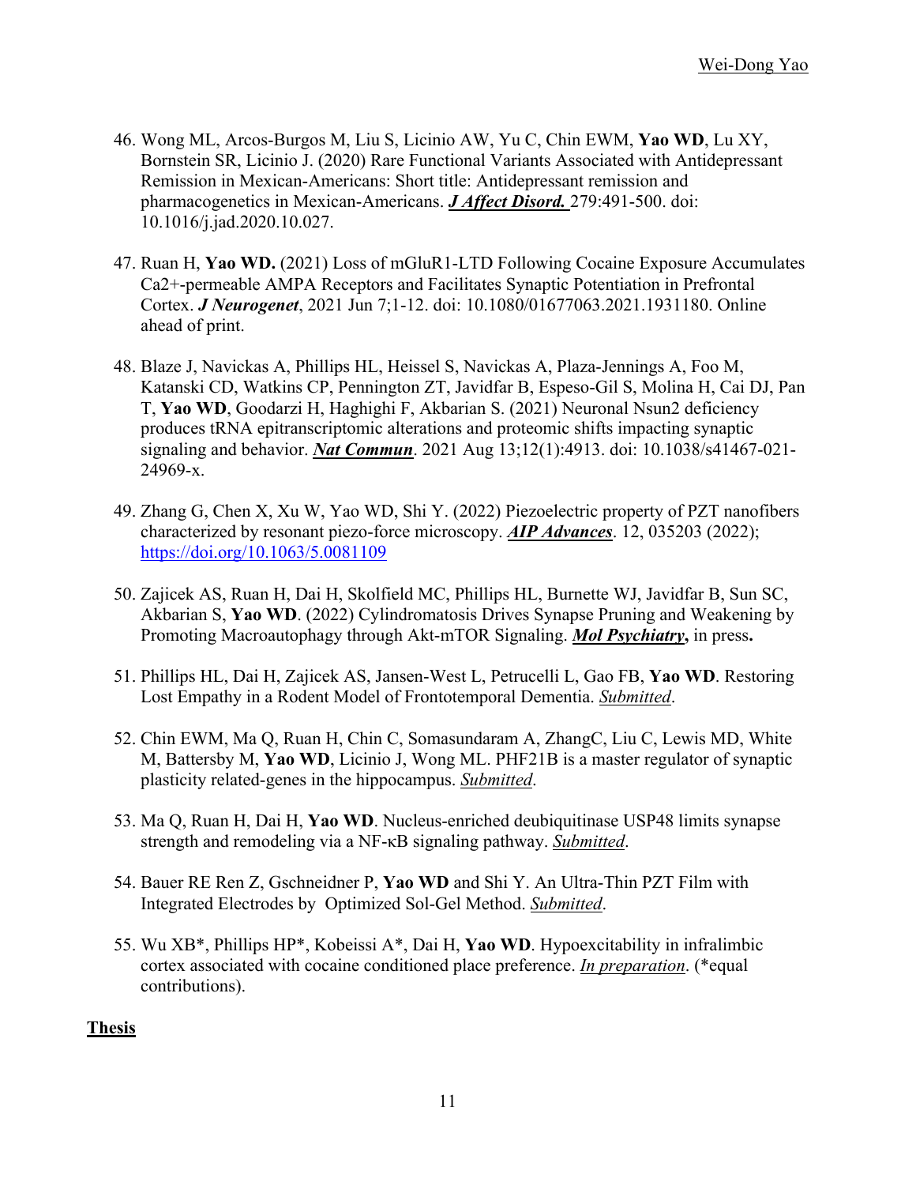46. Wong ML, Arcos-Burgos M, Liu S, Licinio AW, Yu C, Chin EWM, **Yao WD**, Lu XY, Bornstein SR, Licinio J. (2020) Rare Functional Variants Associated with Antidepressant Remission in Mexican-Americans: Short title: Antidepressant remission and pharmacogenetics in Mexican-Americans. ***J Affect Disord.*** 279:491-500. doi: 10.1016/j.jad.2020.10.027.

47. Ruan H, **Yao WD.** (2021) Loss of mGluR1-LTD Following Cocaine Exposure Accumulates Ca2+-permeable AMPA Receptors and Facilitates Synaptic Potentiation in Prefrontal Cortex. ***J Neurogenet***, 2021 Jun 7;1-12. doi: 10.1080/01677063.2021.1931180. Online ahead of print.

48. Blaze J, Navickas A, Phillips HL, Heissel S, Navickas A, Plaza-Jennings A, Foo M, Katanski CD, Watkins CP, Pennington ZT, Javidfar B, Espeso-Gil S, Molina H, Cai DJ, Pan T, **Yao WD**, Goodarzi H, Haghighi F, Akbarian S. (2021) Neuronal Nsun2 deficiency produces tRNA epitranscriptomic alterations and proteomic shifts impacting synaptic signaling and behavior. ***Nat Commun***. 2021 Aug 13;12(1):4913. doi: 10.1038/s41467-021-24969-x.

49. Zhang G, Chen X, Xu W, Yao WD, Shi Y. (2022) Piezoelectric property of PZT nanofibers characterized by resonant piezo-force microscopy. ***AIP Advances***. 12, 035203 (2022); https://doi.org/10.1063/5.0081109

50. Zajicek AS, Ruan H, Dai H, Skolfield MC, Phillips HL, Burnette WJ, Javidfar B, Sun SC, Akbarian S, **Yao WD**. (2022) Cylindromatosis Drives Synapse Pruning and Weakening by Promoting Macroautophagy through Akt-mTOR Signaling. ***Mol Psychiatry*****,** in press**.**

51. Phillips HL, Dai H, Zajicek AS, Jansen-West L, Petrucelli L, Gao FB, **Yao WD**. Restoring Lost Empathy in a Rodent Model of Frontotemporal Dementia. *Submitted*.

52. Chin EWM, Ma Q, Ruan H, Chin C, Somasundaram A, ZhangC, Liu C, Lewis MD, White M, Battersby M, **Yao WD**, Licinio J, Wong ML. PHF21B is a master regulator of synaptic plasticity related-genes in the hippocampus. *Submitted*.

53. Ma Q, Ruan H, Dai H, **Yao WD**. Nucleus-enriched deubiquitinase USP48 limits synapse strength and remodeling via a NF-κB signaling pathway. *Submitted*.

54. Bauer RE Ren Z, Gschneidner P, **Yao WD** and Shi Y. An Ultra-Thin PZT Film with Integrated Electrodes by Optimized Sol-Gel Method. *Submitted*.

55. Wu XB*, Phillips HP*, Kobeissi A*, Dai H, **Yao WD**. Hypoexcitability in infralimbic cortex associated with cocaine conditioned place preference. *In preparation*. (*equal contributions).

## Thesis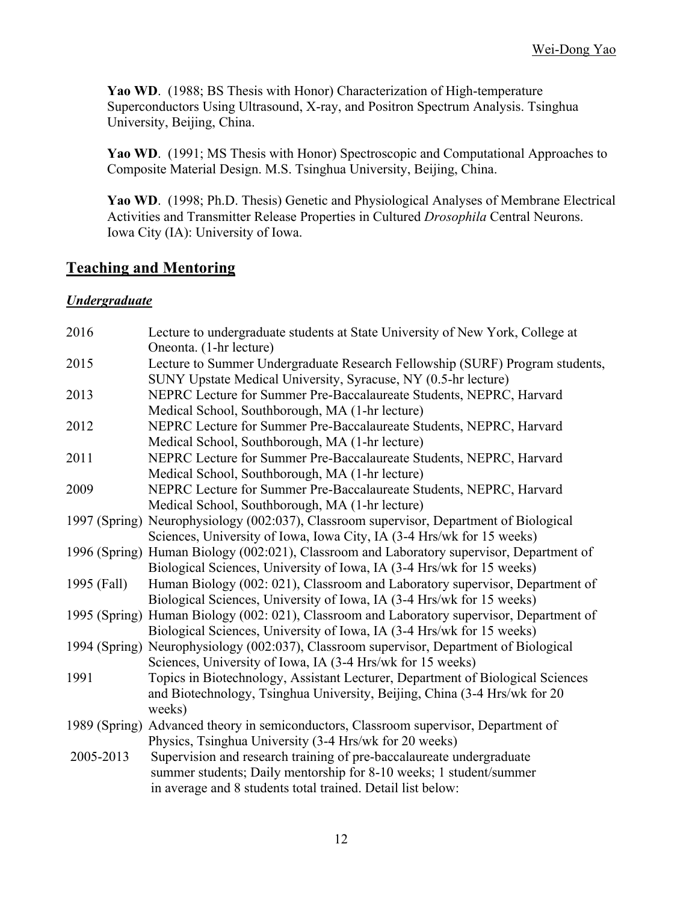**Yao WD**. (1988; BS Thesis with Honor) Characterization of High-temperature Superconductors Using Ultrasound, X-ray, and Positron Spectrum Analysis. Tsinghua University, Beijing, China.

**Yao WD**. (1991; MS Thesis with Honor) Spectroscopic and Computational Approaches to Composite Material Design. M.S. Tsinghua University, Beijing, China.

**Yao WD**. (1998; Ph.D. Thesis) Genetic and Physiological Analyses of Membrane Electrical Activities and Transmitter Release Properties in Cultured *Drosophila* Central Neurons. Iowa City (IA): University of Iowa.

## Teaching and Mentoring

### *Undergraduate*

| | |
|---|---|
| 2016 | Lecture to undergraduate students at State University of New York, College at Oneonta. (1-hr lecture) |
| 2015 | Lecture to Summer Undergraduate Research Fellowship (SURF) Program students, SUNY Upstate Medical University, Syracuse, NY (0.5-hr lecture) |
| 2013 | NEPRC Lecture for Summer Pre-Baccalaureate Students, NEPRC, Harvard Medical School, Southborough, MA (1-hr lecture) |
| 2012 | NEPRC Lecture for Summer Pre-Baccalaureate Students, NEPRC, Harvard Medical School, Southborough, MA (1-hr lecture) |
| 2011 | NEPRC Lecture for Summer Pre-Baccalaureate Students, NEPRC, Harvard Medical School, Southborough, MA (1-hr lecture) |
| 2009 | NEPRC Lecture for Summer Pre-Baccalaureate Students, NEPRC, Harvard Medical School, Southborough, MA (1-hr lecture) |
| 1997 (Spring) | Neurophysiology (002:037), Classroom supervisor, Department of Biological Sciences, University of Iowa, Iowa City, IA (3-4 Hrs/wk for 15 weeks) |
| 1996 (Spring) | Human Biology (002:021), Classroom and Laboratory supervisor, Department of Biological Sciences, University of Iowa, IA (3-4 Hrs/wk for 15 weeks) |
| 1995 (Fall) | Human Biology (002: 021), Classroom and Laboratory supervisor, Department of Biological Sciences, University of Iowa, IA (3-4 Hrs/wk for 15 weeks) |
| 1995 (Spring) | Human Biology (002: 021), Classroom and Laboratory supervisor, Department of Biological Sciences, University of Iowa, IA (3-4 Hrs/wk for 15 weeks) |
| 1994 (Spring) | Neurophysiology (002:037), Classroom supervisor, Department of Biological Sciences, University of Iowa, IA (3-4 Hrs/wk for 15 weeks) |
| 1991 | Topics in Biotechnology, Assistant Lecturer, Department of Biological Sciences and Biotechnology, Tsinghua University, Beijing, China (3-4 Hrs/wk for 20 weeks) |
| 1989 (Spring) | Advanced theory in semiconductors, Classroom supervisor, Department of Physics, Tsinghua University (3-4 Hrs/wk for 20 weeks) |
| 2005-2013 | Supervision and research training of pre-baccalaureate undergraduate summer students; Daily mentorship for 8-10 weeks; 1 student/summer in average and 8 students total trained. Detail list below: |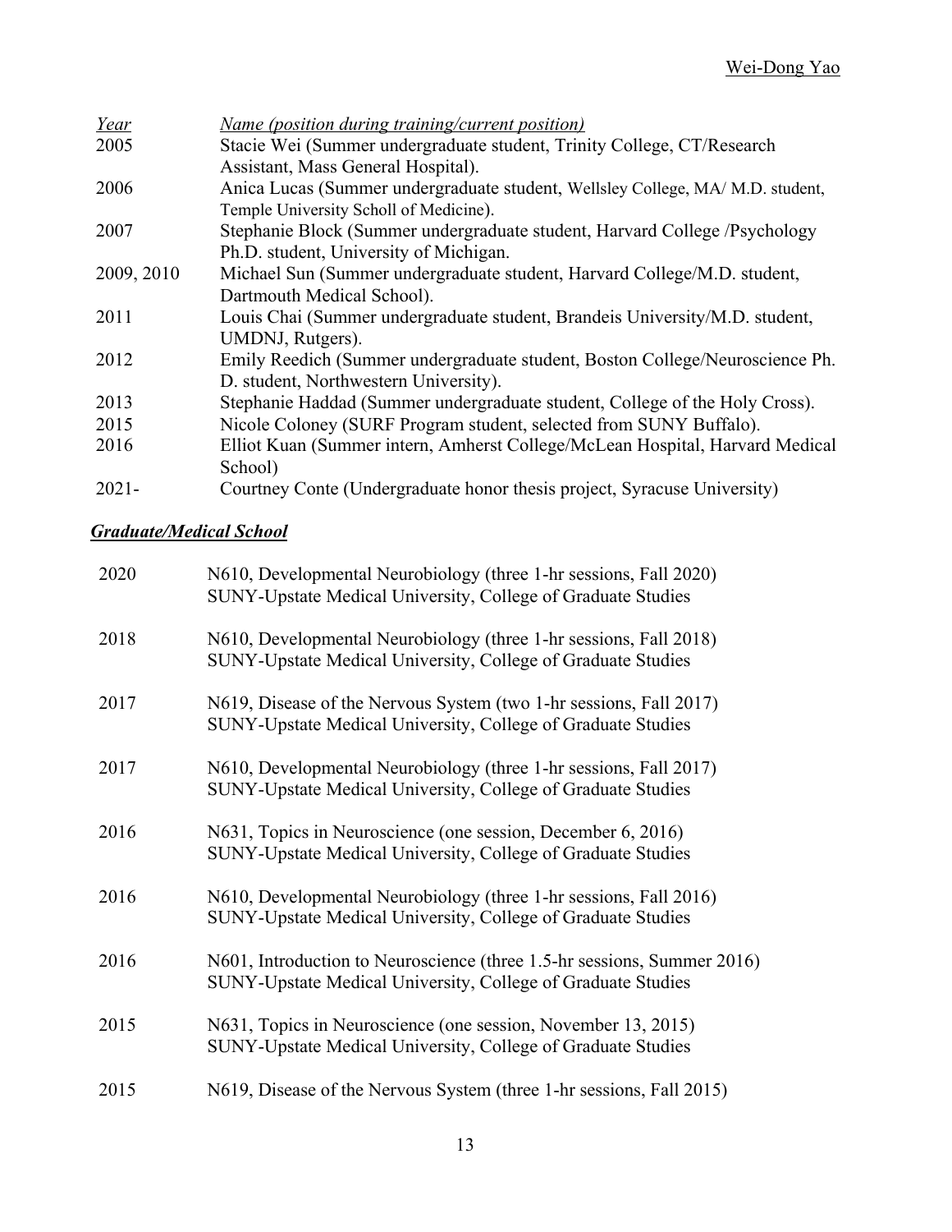| *Year* | *Name (position during training/current position)* |
|---|---|
| 2005 | Stacie Wei (Summer undergraduate student, Trinity College, CT/Research Assistant, Mass General Hospital). |
| 2006 | Anica Lucas (Summer undergraduate student, Wellsley College, MA/ M.D. student, Temple University Scholl of Medicine). |
| 2007 | Stephanie Block (Summer undergraduate student, Harvard College /Psychology Ph.D. student, University of Michigan. |
| 2009, 2010 | Michael Sun (Summer undergraduate student, Harvard College/M.D. student, Dartmouth Medical School). |
| 2011 | Louis Chai (Summer undergraduate student, Brandeis University/M.D. student, UMDNJ, Rutgers). |
| 2012 | Emily Reedich (Summer undergraduate student, Boston College/Neuroscience Ph. D. student, Northwestern University). |
| 2013 | Stephanie Haddad (Summer undergraduate student, College of the Holy Cross). |
| 2015 | Nicole Coloney (SURF Program student, selected from SUNY Buffalo). |
| 2016 | Elliot Kuan (Summer intern, Amherst College/McLean Hospital, Harvard Medical School) |
| 2021- | Courtney Conte (Undergraduate honor thesis project, Syracuse University) |

***Graduate/Medical School***

| | |
|---|---|
| 2020 | N610, Developmental Neurobiology (three 1-hr sessions, Fall 2020)<br>SUNY-Upstate Medical University, College of Graduate Studies |
| 2018 | N610, Developmental Neurobiology (three 1-hr sessions, Fall 2018)<br>SUNY-Upstate Medical University, College of Graduate Studies |
| 2017 | N619, Disease of the Nervous System (two 1-hr sessions, Fall 2017)<br>SUNY-Upstate Medical University, College of Graduate Studies |
| 2017 | N610, Developmental Neurobiology (three 1-hr sessions, Fall 2017)<br>SUNY-Upstate Medical University, College of Graduate Studies |
| 2016 | N631, Topics in Neuroscience (one session, December 6, 2016)<br>SUNY-Upstate Medical University, College of Graduate Studies |
| 2016 | N610, Developmental Neurobiology (three 1-hr sessions, Fall 2016)<br>SUNY-Upstate Medical University, College of Graduate Studies |
| 2016 | N601, Introduction to Neuroscience (three 1.5-hr sessions, Summer 2016)<br>SUNY-Upstate Medical University, College of Graduate Studies |
| 2015 | N631, Topics in Neuroscience (one session, November 13, 2015)<br>SUNY-Upstate Medical University, College of Graduate Studies |
| 2015 | N619, Disease of the Nervous System (three 1-hr sessions, Fall 2015) |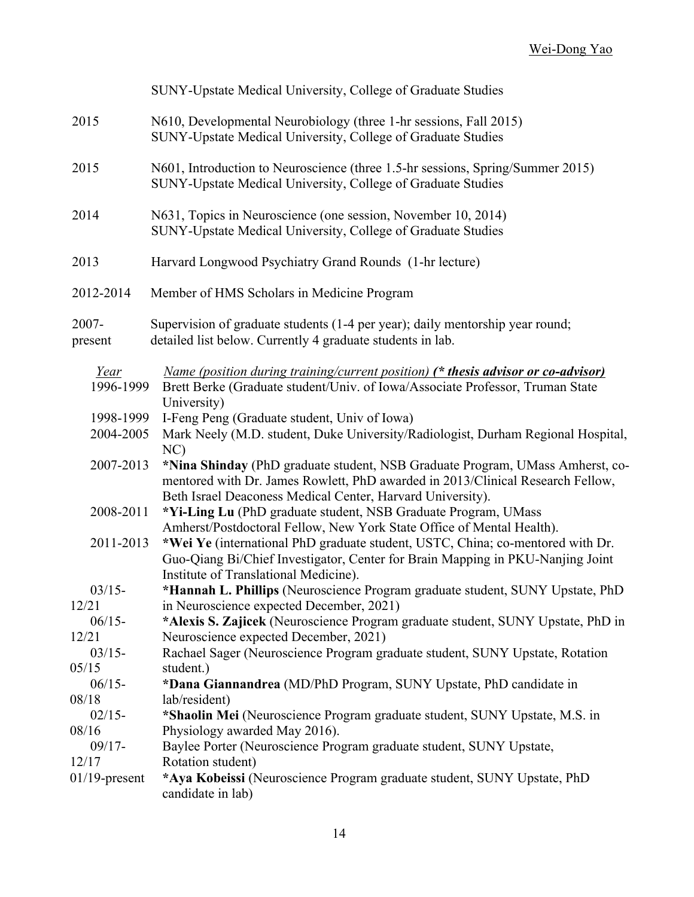SUNY-Upstate Medical University, College of Graduate Studies

| | |
|---|---|
| 2015 | N610, Developmental Neurobiology (three 1-hr sessions, Fall 2015)<br>SUNY-Upstate Medical University, College of Graduate Studies |
| 2015 | N601, Introduction to Neuroscience (three 1.5-hr sessions, Spring/Summer 2015)<br>SUNY-Upstate Medical University, College of Graduate Studies |
| 2014 | N631, Topics in Neuroscience (one session, November 10, 2014)<br>SUNY-Upstate Medical University, College of Graduate Studies |
| 2013 | Harvard Longwood Psychiatry Grand Rounds (1-hr lecture) |
| 2012-2014 | Member of HMS Scholars in Medicine Program |
| 2007-present | Supervision of graduate students (1-4 per year); daily mentorship year round; detailed list below. Currently 4 graduate students in lab. |

| *Year* | *Name (position during training/current position)* ***(\* thesis advisor or co-advisor)*** |
|---|---|
| 1996-1999 | Brett Berke (Graduate student/Univ. of Iowa/Associate Professor, Truman State University) |
| 1998-1999 | I-Feng Peng (Graduate student, Univ of Iowa) |
| 2004-2005 | Mark Neely (M.D. student, Duke University/Radiologist, Durham Regional Hospital, NC) |
| 2007-2013 | **\*Nina Shinday** (PhD graduate student, NSB Graduate Program, UMass Amherst, co-mentored with Dr. James Rowlett, PhD awarded in 2013/Clinical Research Fellow, Beth Israel Deaconess Medical Center, Harvard University). |
| 2008-2011 | **\*Yi-Ling Lu** (PhD graduate student, NSB Graduate Program, UMass Amherst/Postdoctoral Fellow, New York State Office of Mental Health). |
| 2011-2013 | **\*Wei Ye** (international PhD graduate student, USTC, China; co-mentored with Dr. Guo-Qiang Bi/Chief Investigator, Center for Brain Mapping in PKU-Nanjing Joint Institute of Translational Medicine). |
| 03/15-12/21 | **\*Hannah L. Phillips** (Neuroscience Program graduate student, SUNY Upstate, PhD in Neuroscience expected December, 2021) |
| 06/15-12/21 | **\*Alexis S. Zajicek** (Neuroscience Program graduate student, SUNY Upstate, PhD in Neuroscience expected December, 2021) |
| 03/15-05/15 | Rachael Sager (Neuroscience Program graduate student, SUNY Upstate, Rotation student.) |
| 06/15-08/18 | **\*Dana Giannandrea** (MD/PhD Program, SUNY Upstate, PhD candidate in lab/resident) |
| 02/15-08/16 | **\*Shaolin Mei** (Neuroscience Program graduate student, SUNY Upstate, M.S. in Physiology awarded May 2016). |
| 09/17-12/17 | Baylee Porter (Neuroscience Program graduate student, SUNY Upstate, Rotation student) |
| 01/19-present | **\*Aya Kobeissi** (Neuroscience Program graduate student, SUNY Upstate, PhD candidate in lab) |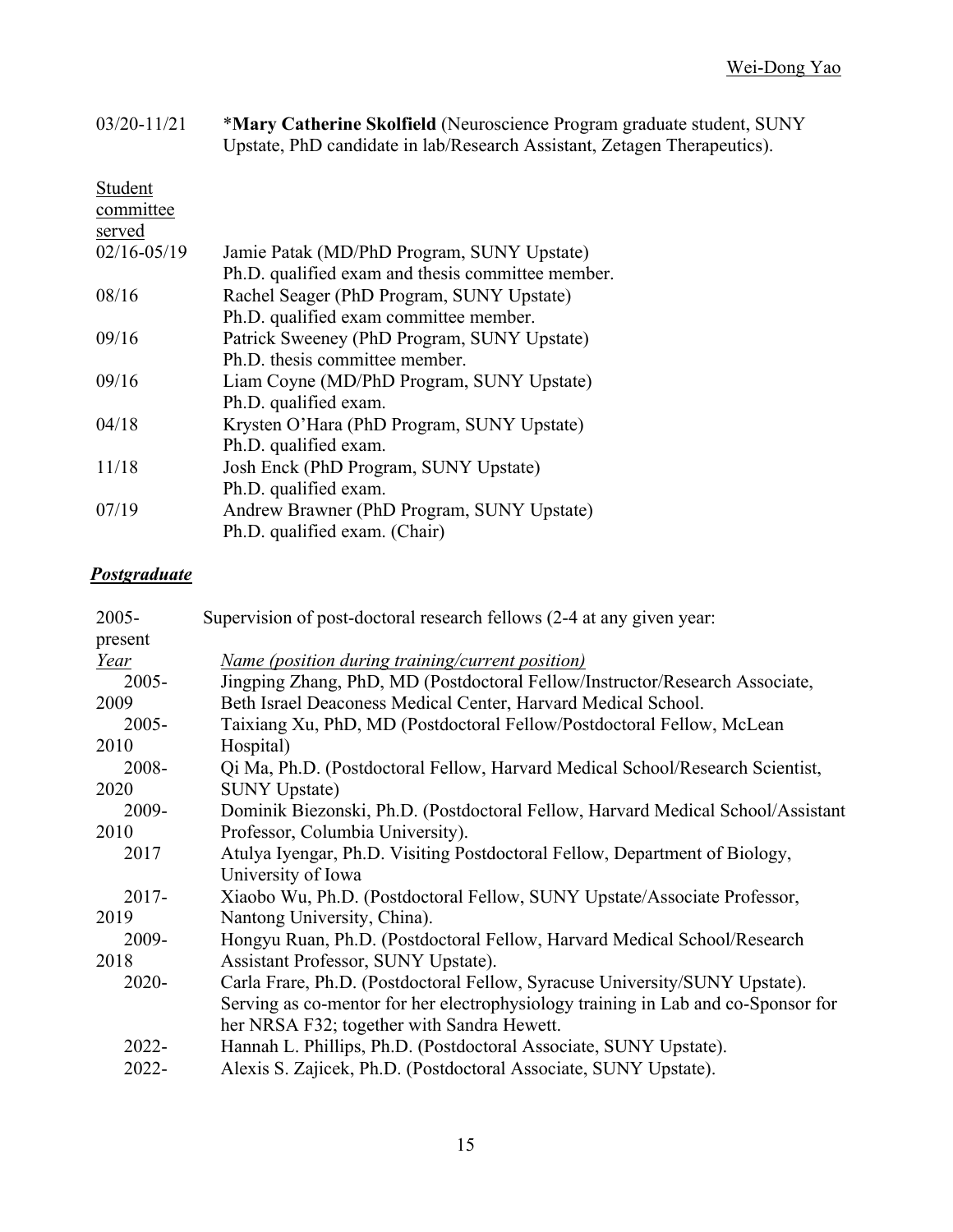| | |
|---|---|
| 03/20-11/21 | ***Mary Catherine Skolfield** (Neuroscience Program graduate student, SUNY Upstate, PhD candidate in lab/Research Assistant, Zetagen Therapeutics). |

<u>Student committee served</u>

| | |
|---|---|
| 02/16-05/19 | Jamie Patak (MD/PhD Program, SUNY Upstate)<br>Ph.D. qualified exam and thesis committee member. |
| 08/16 | Rachel Seager (PhD Program, SUNY Upstate)<br>Ph.D. qualified exam committee member. |
| 09/16 | Patrick Sweeney (PhD Program, SUNY Upstate)<br>Ph.D. thesis committee member. |
| 09/16 | Liam Coyne (MD/PhD Program, SUNY Upstate)<br>Ph.D. qualified exam. |
| 04/18 | Krysten O'Hara (PhD Program, SUNY Upstate)<br>Ph.D. qualified exam. |
| 11/18 | Josh Enck (PhD Program, SUNY Upstate)<br>Ph.D. qualified exam. |
| 07/19 | Andrew Brawner (PhD Program, SUNY Upstate)<br>Ph.D. qualified exam. (Chair) |

## ***Postgraduate***

2005-present Supervision of post-doctoral research fellows (2-4 at any given year:

| *Year* | *Name (position during training/current position)* |
|---|---|
| 2005-2009 | Jingping Zhang, PhD, MD (Postdoctoral Fellow/Instructor/Research Associate, Beth Israel Deaconess Medical Center, Harvard Medical School. |
| 2005-2010 | Taixiang Xu, PhD, MD (Postdoctoral Fellow/Postdoctoral Fellow, McLean Hospital) |
| 2008-2020 | Qi Ma, Ph.D. (Postdoctoral Fellow, Harvard Medical School/Research Scientist, SUNY Upstate) |
| 2009-2010 | Dominik Biezonski, Ph.D. (Postdoctoral Fellow, Harvard Medical School/Assistant Professor, Columbia University). |
| 2017 | Atulya Iyengar, Ph.D. Visiting Postdoctoral Fellow, Department of Biology, University of Iowa |
| 2017-2019 | Xiaobo Wu, Ph.D. (Postdoctoral Fellow, SUNY Upstate/Associate Professor, Nantong University, China). |
| 2009-2018 | Hongyu Ruan, Ph.D. (Postdoctoral Fellow, Harvard Medical School/Research Assistant Professor, SUNY Upstate). |
| 2020- | Carla Frare, Ph.D. (Postdoctoral Fellow, Syracuse University/SUNY Upstate). Serving as co-mentor for her electrophysiology training in Lab and co-Sponsor for her NRSA F32; together with Sandra Hewett. |
| 2022- | Hannah L. Phillips, Ph.D. (Postdoctoral Associate, SUNY Upstate). |
| 2022- | Alexis S. Zajicek, Ph.D. (Postdoctoral Associate, SUNY Upstate). |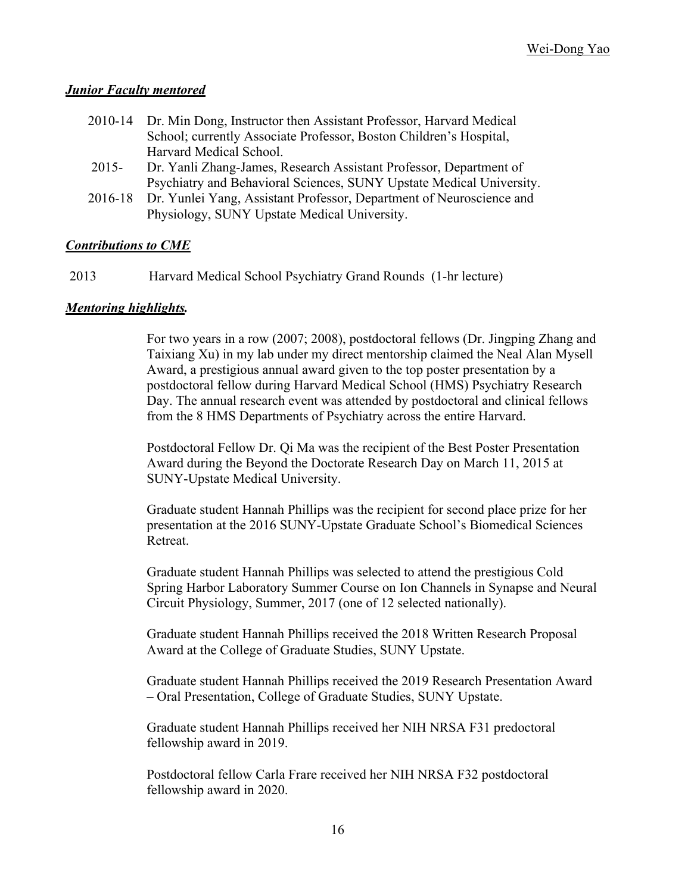***Junior Faculty mentored***

2010-14 Dr. Min Dong, Instructor then Assistant Professor, Harvard Medical School; currently Associate Professor, Boston Children's Hospital, Harvard Medical School.

2015- Dr. Yanli Zhang-James, Research Assistant Professor, Department of Psychiatry and Behavioral Sciences, SUNY Upstate Medical University.

2016-18 Dr. Yunlei Yang, Assistant Professor, Department of Neuroscience and Physiology, SUNY Upstate Medical University.

***Contributions to CME***

2013 Harvard Medical School Psychiatry Grand Rounds (1-hr lecture)

***Mentoring highlights.***

For two years in a row (2007; 2008), postdoctoral fellows (Dr. Jingping Zhang and Taixiang Xu) in my lab under my direct mentorship claimed the Neal Alan Mysell Award, a prestigious annual award given to the top poster presentation by a postdoctoral fellow during Harvard Medical School (HMS) Psychiatry Research Day. The annual research event was attended by postdoctoral and clinical fellows from the 8 HMS Departments of Psychiatry across the entire Harvard.

Postdoctoral Fellow Dr. Qi Ma was the recipient of the Best Poster Presentation Award during the Beyond the Doctorate Research Day on March 11, 2015 at SUNY-Upstate Medical University.

Graduate student Hannah Phillips was the recipient for second place prize for her presentation at the 2016 SUNY-Upstate Graduate School's Biomedical Sciences Retreat.

Graduate student Hannah Phillips was selected to attend the prestigious Cold Spring Harbor Laboratory Summer Course on Ion Channels in Synapse and Neural Circuit Physiology, Summer, 2017 (one of 12 selected nationally).

Graduate student Hannah Phillips received the 2018 Written Research Proposal Award at the College of Graduate Studies, SUNY Upstate.

Graduate student Hannah Phillips received the 2019 Research Presentation Award – Oral Presentation, College of Graduate Studies, SUNY Upstate.

Graduate student Hannah Phillips received her NIH NRSA F31 predoctoral fellowship award in 2019.

Postdoctoral fellow Carla Frare received her NIH NRSA F32 postdoctoral fellowship award in 2020.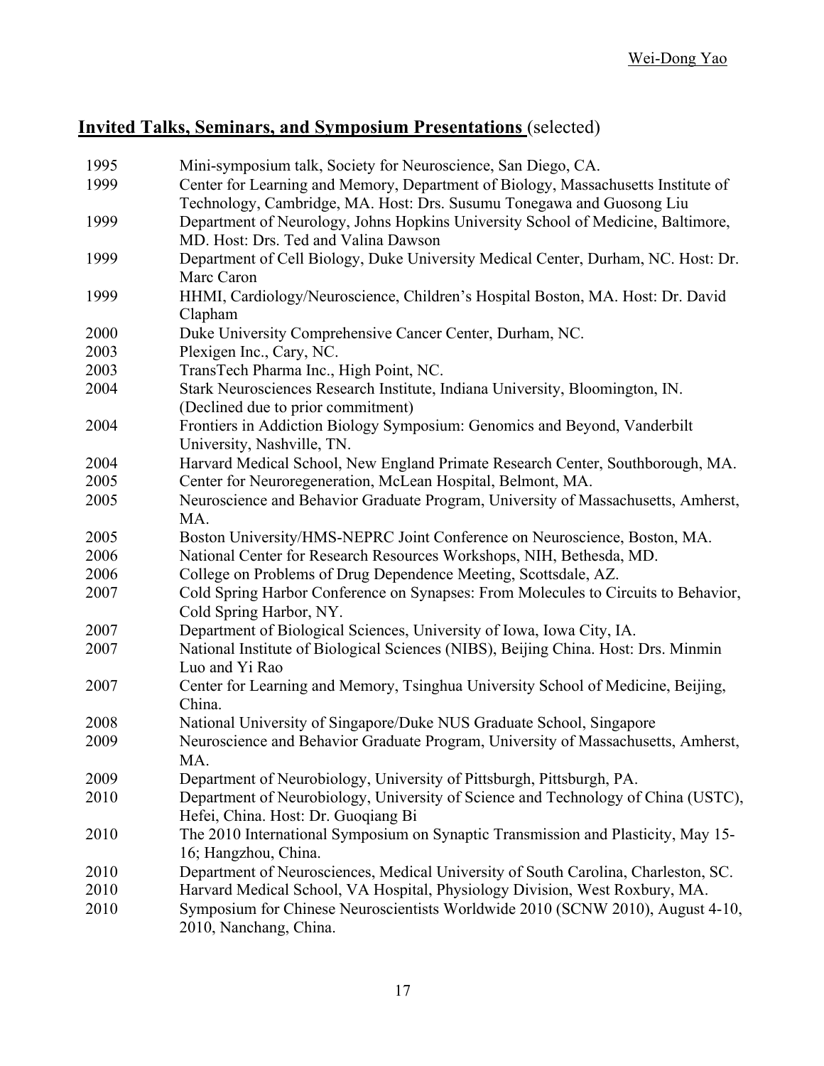## **Invited Talks, Seminars, and Symposium Presentations** (selected)

1995 Mini-symposium talk, Society for Neuroscience, San Diego, CA.

1999 Center for Learning and Memory, Department of Biology, Massachusetts Institute of Technology, Cambridge, MA. Host: Drs. Susumu Tonegawa and Guosong Liu

1999 Department of Neurology, Johns Hopkins University School of Medicine, Baltimore, MD. Host: Drs. Ted and Valina Dawson

1999 Department of Cell Biology, Duke University Medical Center, Durham, NC. Host: Dr. Marc Caron

1999 HHMI, Cardiology/Neuroscience, Children's Hospital Boston, MA. Host: Dr. David Clapham

2000 Duke University Comprehensive Cancer Center, Durham, NC.

2003 Plexigen Inc., Cary, NC.

2003 TransTech Pharma Inc., High Point, NC.

2004 Stark Neurosciences Research Institute, Indiana University, Bloomington, IN. (Declined due to prior commitment)

2004 Frontiers in Addiction Biology Symposium: Genomics and Beyond, Vanderbilt University, Nashville, TN.

2004 Harvard Medical School, New England Primate Research Center, Southborough, MA.

2005 Center for Neuroregeneration, McLean Hospital, Belmont, MA.

2005 Neuroscience and Behavior Graduate Program, University of Massachusetts, Amherst, MA.

2005 Boston University/HMS-NEPRC Joint Conference on Neuroscience, Boston, MA.

2006 National Center for Research Resources Workshops, NIH, Bethesda, MD.

2006 College on Problems of Drug Dependence Meeting, Scottsdale, AZ.

2007 Cold Spring Harbor Conference on Synapses: From Molecules to Circuits to Behavior, Cold Spring Harbor, NY.

2007 Department of Biological Sciences, University of Iowa, Iowa City, IA.

2007 National Institute of Biological Sciences (NIBS), Beijing China. Host: Drs. Minmin Luo and Yi Rao

2007 Center for Learning and Memory, Tsinghua University School of Medicine, Beijing, China.

2008 National University of Singapore/Duke NUS Graduate School, Singapore

2009 Neuroscience and Behavior Graduate Program, University of Massachusetts, Amherst, MA.

2009 Department of Neurobiology, University of Pittsburgh, Pittsburgh, PA.

2010 Department of Neurobiology, University of Science and Technology of China (USTC), Hefei, China. Host: Dr. Guoqiang Bi

2010 The 2010 International Symposium on Synaptic Transmission and Plasticity, May 15-16; Hangzhou, China.

2010 Department of Neurosciences, Medical University of South Carolina, Charleston, SC.

2010 Harvard Medical School, VA Hospital, Physiology Division, West Roxbury, MA.

2010 Symposium for Chinese Neuroscientists Worldwide 2010 (SCNW 2010), August 4-10, 2010, Nanchang, China.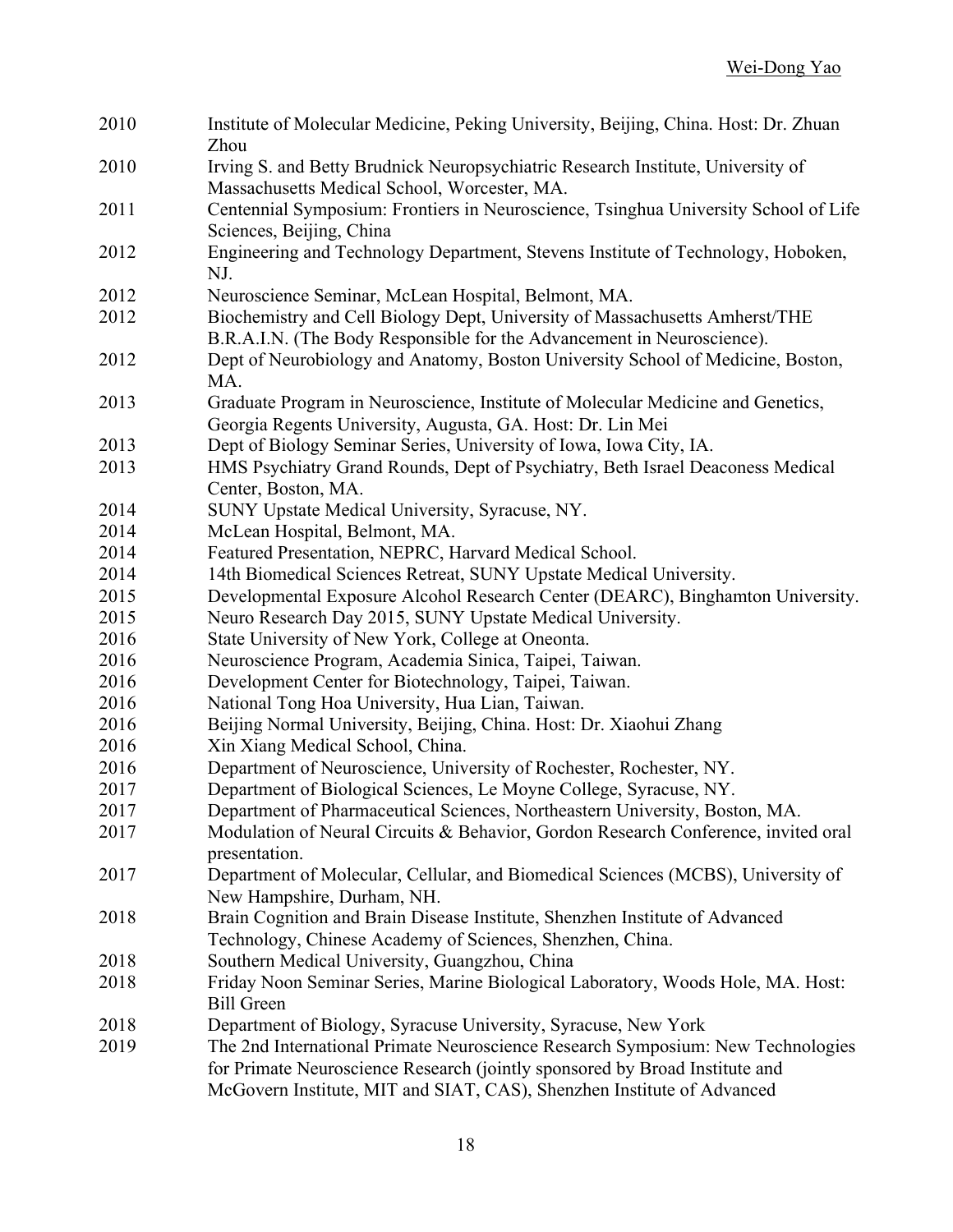| | |
|---|---|
| 2010 | Institute of Molecular Medicine, Peking University, Beijing, China. Host: Dr. Zhuan Zhou |
| 2010 | Irving S. and Betty Brudnick Neuropsychiatric Research Institute, University of Massachusetts Medical School, Worcester, MA. |
| 2011 | Centennial Symposium: Frontiers in Neuroscience, Tsinghua University School of Life Sciences, Beijing, China |
| 2012 | Engineering and Technology Department, Stevens Institute of Technology, Hoboken, NJ. |
| 2012 | Neuroscience Seminar, McLean Hospital, Belmont, MA. |
| 2012 | Biochemistry and Cell Biology Dept, University of Massachusetts Amherst/THE B.R.A.I.N. (The Body Responsible for the Advancement in Neuroscience). |
| 2012 | Dept of Neurobiology and Anatomy, Boston University School of Medicine, Boston, MA. |
| 2013 | Graduate Program in Neuroscience, Institute of Molecular Medicine and Genetics, Georgia Regents University, Augusta, GA. Host: Dr. Lin Mei |
| 2013 | Dept of Biology Seminar Series, University of Iowa, Iowa City, IA. |
| 2013 | HMS Psychiatry Grand Rounds, Dept of Psychiatry, Beth Israel Deaconess Medical Center, Boston, MA. |
| 2014 | SUNY Upstate Medical University, Syracuse, NY. |
| 2014 | McLean Hospital, Belmont, MA. |
| 2014 | Featured Presentation, NEPRC, Harvard Medical School. |
| 2014 | 14th Biomedical Sciences Retreat, SUNY Upstate Medical University. |
| 2015 | Developmental Exposure Alcohol Research Center (DEARC), Binghamton University. |
| 2015 | Neuro Research Day 2015, SUNY Upstate Medical University. |
| 2016 | State University of New York, College at Oneonta. |
| 2016 | Neuroscience Program, Academia Sinica, Taipei, Taiwan. |
| 2016 | Development Center for Biotechnology, Taipei, Taiwan. |
| 2016 | National Tong Hoa University, Hua Lian, Taiwan. |
| 2016 | Beijing Normal University, Beijing, China. Host: Dr. Xiaohui Zhang |
| 2016 | Xin Xiang Medical School, China. |
| 2016 | Department of Neuroscience, University of Rochester, Rochester, NY. |
| 2017 | Department of Biological Sciences, Le Moyne College, Syracuse, NY. |
| 2017 | Department of Pharmaceutical Sciences, Northeastern University, Boston, MA. |
| 2017 | Modulation of Neural Circuits & Behavior, Gordon Research Conference, invited oral presentation. |
| 2017 | Department of Molecular, Cellular, and Biomedical Sciences (MCBS), University of New Hampshire, Durham, NH. |
| 2018 | Brain Cognition and Brain Disease Institute, Shenzhen Institute of Advanced Technology, Chinese Academy of Sciences, Shenzhen, China. |
| 2018 | Southern Medical University, Guangzhou, China |
| 2018 | Friday Noon Seminar Series, Marine Biological Laboratory, Woods Hole, MA. Host: Bill Green |
| 2018 | Department of Biology, Syracuse University, Syracuse, New York |
| 2019 | The 2nd International Primate Neuroscience Research Symposium: New Technologies for Primate Neuroscience Research (jointly sponsored by Broad Institute and McGovern Institute, MIT and SIAT, CAS), Shenzhen Institute of Advanced |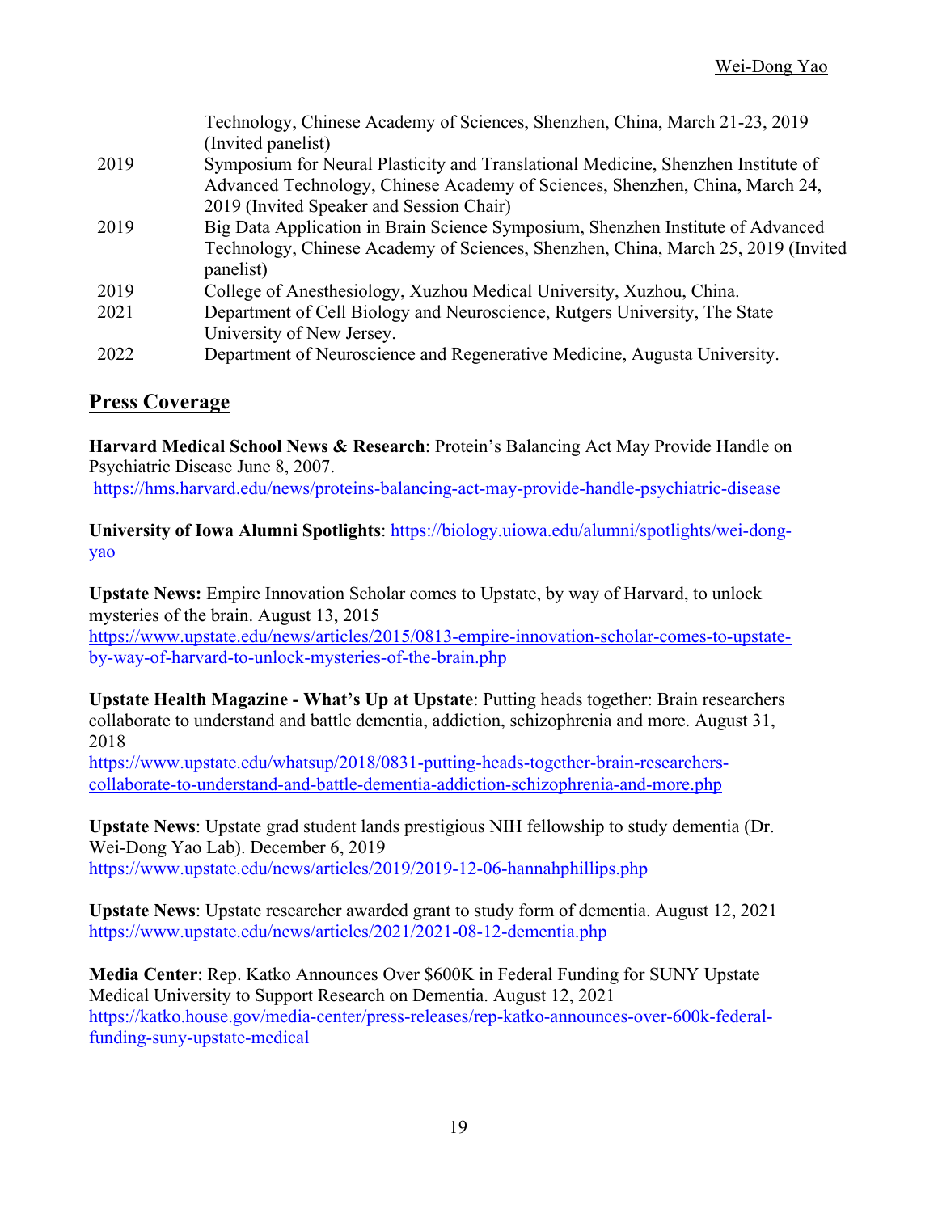| | |
|---|---|
| | Technology, Chinese Academy of Sciences, Shenzhen, China, March 21-23, 2019 (Invited panelist) |
| 2019 | Symposium for Neural Plasticity and Translational Medicine, Shenzhen Institute of Advanced Technology, Chinese Academy of Sciences, Shenzhen, China, March 24, 2019 (Invited Speaker and Session Chair) |
| 2019 | Big Data Application in Brain Science Symposium, Shenzhen Institute of Advanced Technology, Chinese Academy of Sciences, Shenzhen, China, March 25, 2019 (Invited panelist) |
| 2019 | College of Anesthesiology, Xuzhou Medical University, Xuzhou, China. |
| 2021 | Department of Cell Biology and Neuroscience, Rutgers University, The State University of New Jersey. |
| 2022 | Department of Neuroscience and Regenerative Medicine, Augusta University. |

## Press Coverage

**Harvard Medical School News & Research**: Protein's Balancing Act May Provide Handle on Psychiatric Disease June 8, 2007.
https://hms.harvard.edu/news/proteins-balancing-act-may-provide-handle-psychiatric-disease

**University of Iowa Alumni Spotlights**: https://biology.uiowa.edu/alumni/spotlights/wei-dong-yao

**Upstate News:** Empire Innovation Scholar comes to Upstate, by way of Harvard, to unlock mysteries of the brain. August 13, 2015
https://www.upstate.edu/news/articles/2015/0813-empire-innovation-scholar-comes-to-upstate-by-way-of-harvard-to-unlock-mysteries-of-the-brain.php

**Upstate Health Magazine - What's Up at Upstate**: Putting heads together: Brain researchers collaborate to understand and battle dementia, addiction, schizophrenia and more. August 31, 2018
https://www.upstate.edu/whatsup/2018/0831-putting-heads-together-brain-researchers-collaborate-to-understand-and-battle-dementia-addiction-schizophrenia-and-more.php

**Upstate News**: Upstate grad student lands prestigious NIH fellowship to study dementia (Dr. Wei-Dong Yao Lab). December 6, 2019
https://www.upstate.edu/news/articles/2019/2019-12-06-hannahphillips.php

**Upstate News**: Upstate researcher awarded grant to study form of dementia. August 12, 2021
https://www.upstate.edu/news/articles/2021/2021-08-12-dementia.php

**Media Center**: Rep. Katko Announces Over $600K in Federal Funding for SUNY Upstate Medical University to Support Research on Dementia. August 12, 2021
https://katko.house.gov/media-center/press-releases/rep-katko-announces-over-600k-federal-funding-suny-upstate-medical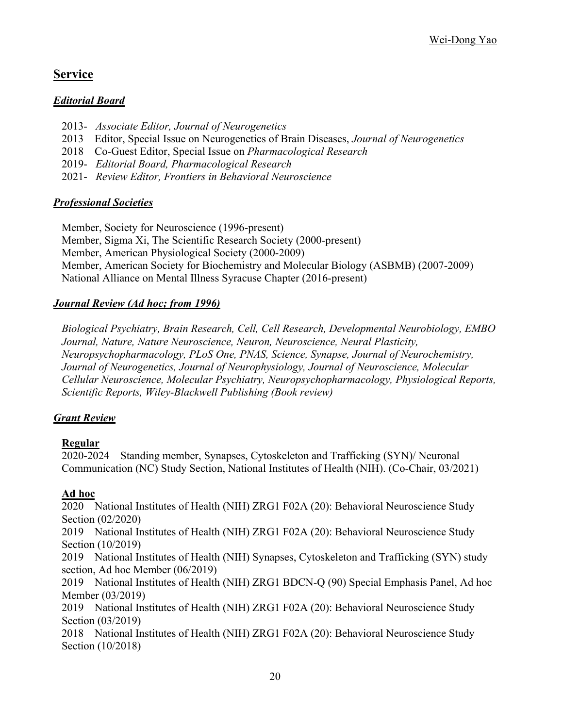## Service

### *Editorial Board*

2013- *Associate Editor, Journal of Neurogenetics*
2013 Editor, Special Issue on Neurogenetics of Brain Diseases, *Journal of Neurogenetics*
2018 Co-Guest Editor, Special Issue on *Pharmacological Research*
2019- *Editorial Board, Pharmacological Research*
2021- *Review Editor, Frontiers in Behavioral Neuroscience*

### *Professional Societies*

Member, Society for Neuroscience (1996-present)
Member, Sigma Xi, The Scientific Research Society (2000-present)
Member, American Physiological Society (2000-2009)
Member, American Society for Biochemistry and Molecular Biology (ASBMB) (2007-2009)
National Alliance on Mental Illness Syracuse Chapter (2016-present)

### *Journal Review (Ad hoc; from 1996)*

*Biological Psychiatry, Brain Research, Cell, Cell Research, Developmental Neurobiology, EMBO Journal, Nature, Nature Neuroscience, Neuron, Neuroscience, Neural Plasticity, Neuropsychopharmacology, PLoS One, PNAS, Science, Synapse, Journal of Neurochemistry, Journal of Neurogenetics, Journal of Neurophysiology, Journal of Neuroscience, Molecular Cellular Neuroscience, Molecular Psychiatry, Neuropsychopharmacology, Physiological Reports, Scientific Reports, Wiley-Blackwell Publishing (Book review)*

### *Grant Review*

**Regular**
2020-2024 Standing member, Synapses, Cytoskeleton and Trafficking (SYN)/ Neuronal Communication (NC) Study Section, National Institutes of Health (NIH). (Co-Chair, 03/2021)

**Ad hoc**
2020 National Institutes of Health (NIH) ZRG1 F02A (20): Behavioral Neuroscience Study Section (02/2020)
2019 National Institutes of Health (NIH) ZRG1 F02A (20): Behavioral Neuroscience Study Section (10/2019)
2019 National Institutes of Health (NIH) Synapses, Cytoskeleton and Trafficking (SYN) study section, Ad hoc Member (06/2019)
2019 National Institutes of Health (NIH) ZRG1 BDCN-Q (90) Special Emphasis Panel, Ad hoc Member (03/2019)
2019 National Institutes of Health (NIH) ZRG1 F02A (20): Behavioral Neuroscience Study Section (03/2019)
2018 National Institutes of Health (NIH) ZRG1 F02A (20): Behavioral Neuroscience Study Section (10/2018)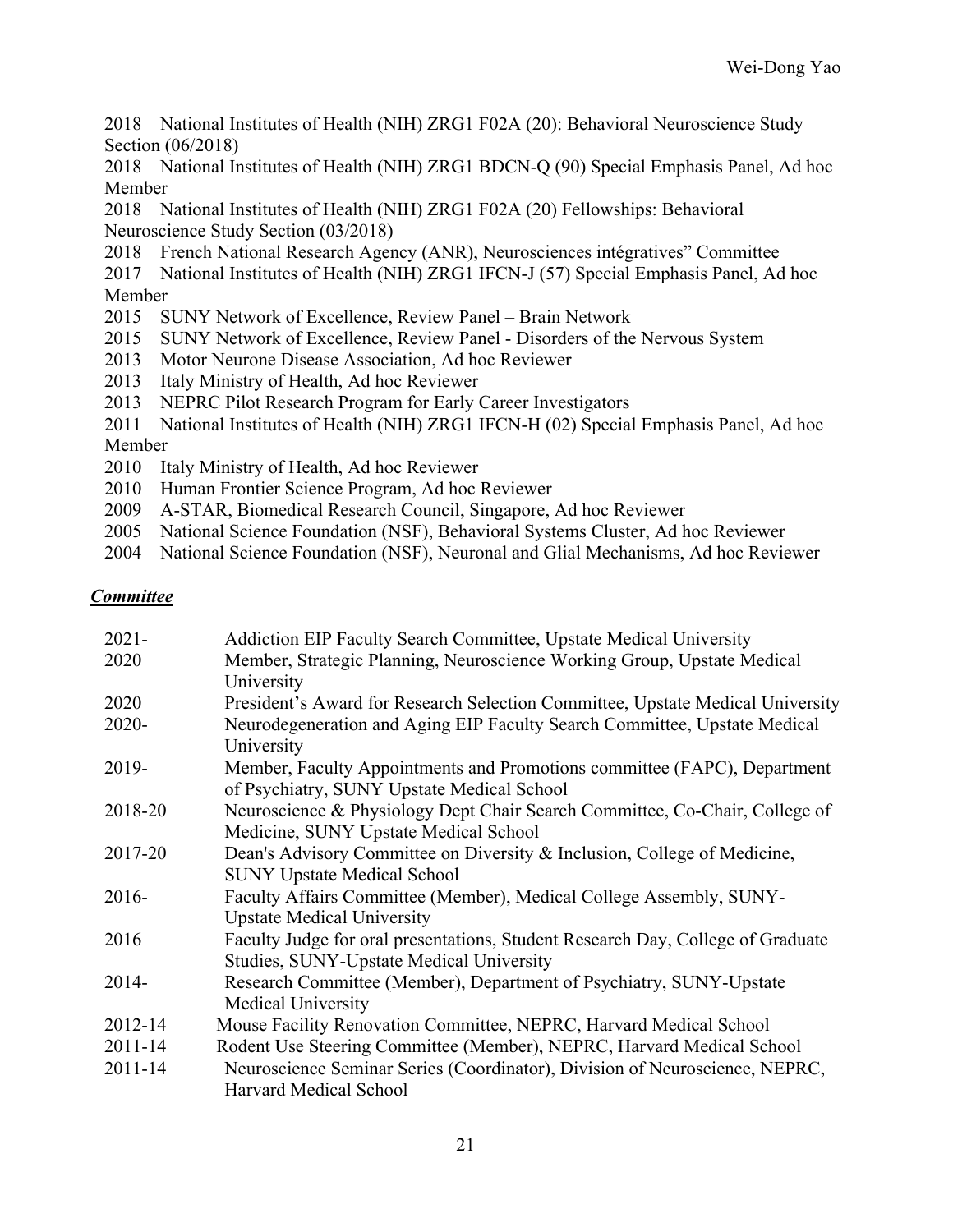2018 National Institutes of Health (NIH) ZRG1 F02A (20): Behavioral Neuroscience Study Section (06/2018)

2018 National Institutes of Health (NIH) ZRG1 BDCN-Q (90) Special Emphasis Panel, Ad hoc Member

2018 National Institutes of Health (NIH) ZRG1 F02A (20) Fellowships: Behavioral Neuroscience Study Section (03/2018)

2018 French National Research Agency (ANR), Neurosciences intégratives" Committee

2017 National Institutes of Health (NIH) ZRG1 IFCN-J (57) Special Emphasis Panel, Ad hoc Member

2015 SUNY Network of Excellence, Review Panel – Brain Network

2015 SUNY Network of Excellence, Review Panel - Disorders of the Nervous System

2013 Motor Neurone Disease Association, Ad hoc Reviewer

2013 Italy Ministry of Health, Ad hoc Reviewer

2013 NEPRC Pilot Research Program for Early Career Investigators

2011 National Institutes of Health (NIH) ZRG1 IFCN-H (02) Special Emphasis Panel, Ad hoc Member

2010 Italy Ministry of Health, Ad hoc Reviewer

2010 Human Frontier Science Program, Ad hoc Reviewer

2009 A-STAR, Biomedical Research Council, Singapore, Ad hoc Reviewer

2005 National Science Foundation (NSF), Behavioral Systems Cluster, Ad hoc Reviewer

2004 National Science Foundation (NSF), Neuronal and Glial Mechanisms, Ad hoc Reviewer

### ***Committee***

| | |
|---|---|
| 2021- | Addiction EIP Faculty Search Committee, Upstate Medical University |
| 2020 | Member, Strategic Planning, Neuroscience Working Group, Upstate Medical University |
| 2020 | President's Award for Research Selection Committee, Upstate Medical University |
| 2020- | Neurodegeneration and Aging EIP Faculty Search Committee, Upstate Medical University |
| 2019- | Member, Faculty Appointments and Promotions committee (FAPC), Department of Psychiatry, SUNY Upstate Medical School |
| 2018-20 | Neuroscience & Physiology Dept Chair Search Committee, Co-Chair, College of Medicine, SUNY Upstate Medical School |
| 2017-20 | Dean's Advisory Committee on Diversity & Inclusion, College of Medicine, SUNY Upstate Medical School |
| 2016- | Faculty Affairs Committee (Member), Medical College Assembly, SUNY-Upstate Medical University |
| 2016 | Faculty Judge for oral presentations, Student Research Day, College of Graduate Studies, SUNY-Upstate Medical University |
| 2014- | Research Committee (Member), Department of Psychiatry, SUNY-Upstate Medical University |
| 2012-14 | Mouse Facility Renovation Committee, NEPRC, Harvard Medical School |
| 2011-14 | Rodent Use Steering Committee (Member), NEPRC, Harvard Medical School |
| 2011-14 | Neuroscience Seminar Series (Coordinator), Division of Neuroscience, NEPRC, Harvard Medical School |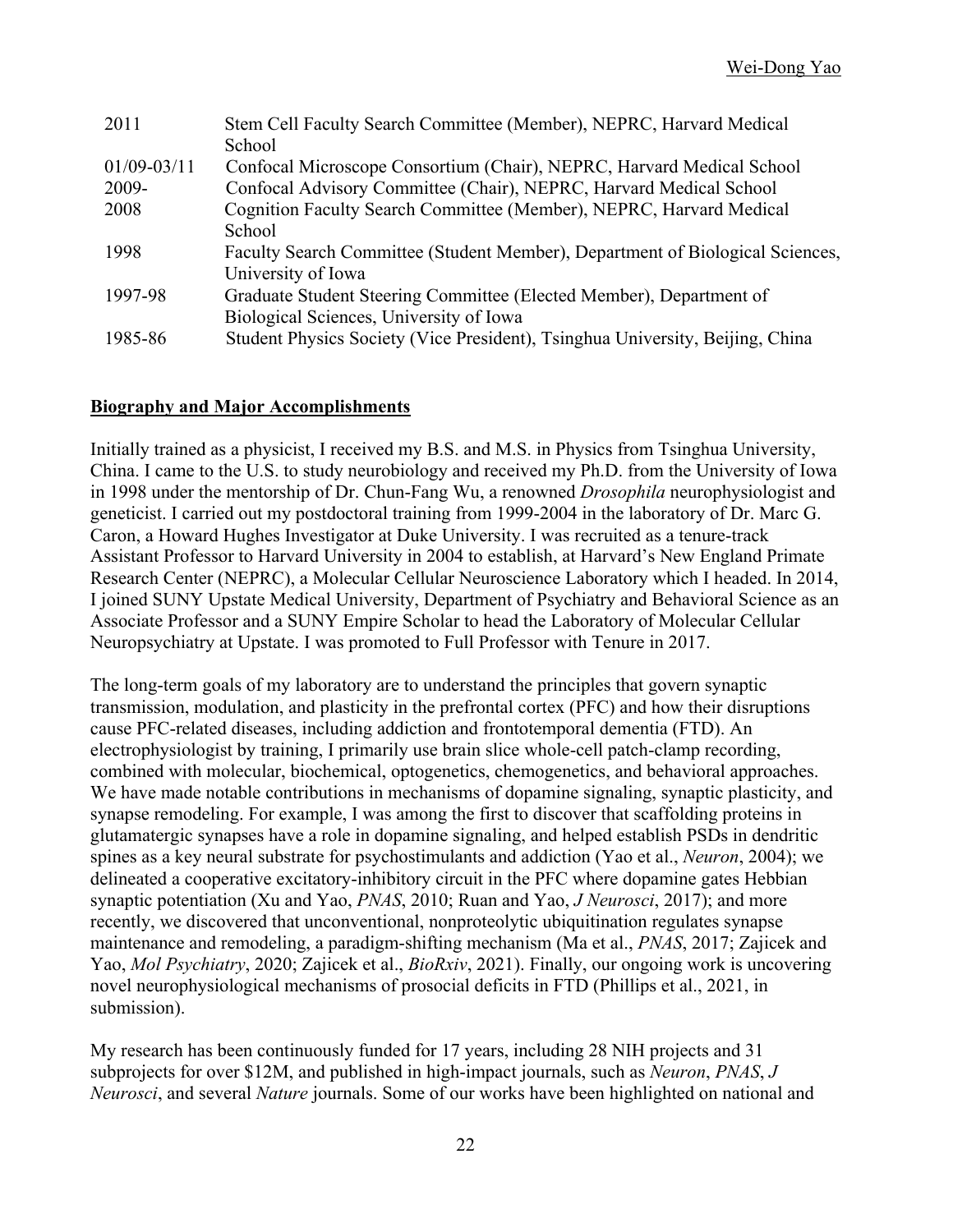| | |
|---|---|
| 2011 | Stem Cell Faculty Search Committee (Member), NEPRC, Harvard Medical School |
| 01/09-03/11 | Confocal Microscope Consortium (Chair), NEPRC, Harvard Medical School |
| 2009- | Confocal Advisory Committee (Chair), NEPRC, Harvard Medical School |
| 2008 | Cognition Faculty Search Committee (Member), NEPRC, Harvard Medical School |
| 1998 | Faculty Search Committee (Student Member), Department of Biological Sciences, University of Iowa |
| 1997-98 | Graduate Student Steering Committee (Elected Member), Department of Biological Sciences, University of Iowa |
| 1985-86 | Student Physics Society (Vice President), Tsinghua University, Beijing, China |

## **Biography and Major Accomplishments**

Initially trained as a physicist, I received my B.S. and M.S. in Physics from Tsinghua University, China. I came to the U.S. to study neurobiology and received my Ph.D. from the University of Iowa in 1998 under the mentorship of Dr. Chun-Fang Wu, a renowned *Drosophila* neurophysiologist and geneticist. I carried out my postdoctoral training from 1999-2004 in the laboratory of Dr. Marc G. Caron, a Howard Hughes Investigator at Duke University. I was recruited as a tenure-track Assistant Professor to Harvard University in 2004 to establish, at Harvard's New England Primate Research Center (NEPRC), a Molecular Cellular Neuroscience Laboratory which I headed. In 2014, I joined SUNY Upstate Medical University, Department of Psychiatry and Behavioral Science as an Associate Professor and a SUNY Empire Scholar to head the Laboratory of Molecular Cellular Neuropsychiatry at Upstate. I was promoted to Full Professor with Tenure in 2017.

The long-term goals of my laboratory are to understand the principles that govern synaptic transmission, modulation, and plasticity in the prefrontal cortex (PFC) and how their disruptions cause PFC-related diseases, including addiction and frontotemporal dementia (FTD). An electrophysiologist by training, I primarily use brain slice whole-cell patch-clamp recording, combined with molecular, biochemical, optogenetics, chemogenetics, and behavioral approaches. We have made notable contributions in mechanisms of dopamine signaling, synaptic plasticity, and synapse remodeling. For example, I was among the first to discover that scaffolding proteins in glutamatergic synapses have a role in dopamine signaling, and helped establish PSDs in dendritic spines as a key neural substrate for psychostimulants and addiction (Yao et al., *Neuron*, 2004); we delineated a cooperative excitatory-inhibitory circuit in the PFC where dopamine gates Hebbian synaptic potentiation (Xu and Yao, *PNAS*, 2010; Ruan and Yao, *J Neurosci*, 2017); and more recently, we discovered that unconventional, nonproteolytic ubiquitination regulates synapse maintenance and remodeling, a paradigm-shifting mechanism (Ma et al., *PNAS*, 2017; Zajicek and Yao, *Mol Psychiatry*, 2020; Zajicek et al., *BioRxiv*, 2021). Finally, our ongoing work is uncovering novel neurophysiological mechanisms of prosocial deficits in FTD (Phillips et al., 2021, in submission).

My research has been continuously funded for 17 years, including 28 NIH projects and 31 subprojects for over $12M, and published in high-impact journals, such as *Neuron*, *PNAS*, *J Neurosci*, and several *Nature* journals. Some of our works have been highlighted on national and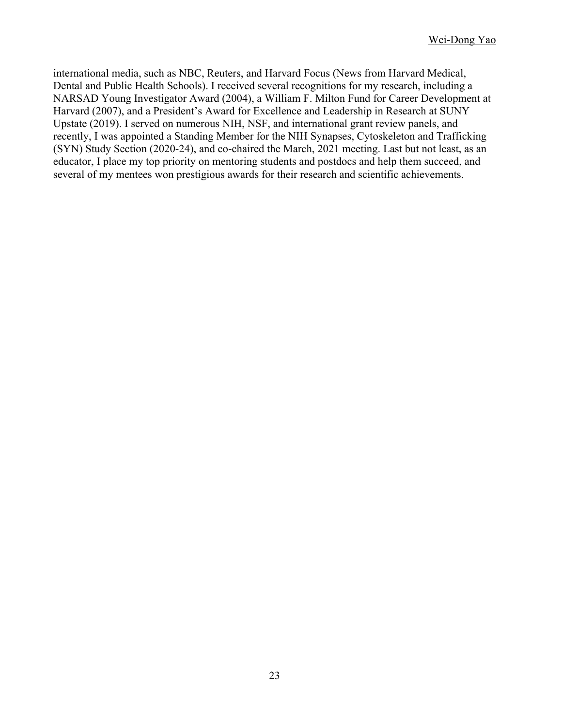international media, such as NBC, Reuters, and Harvard Focus (News from Harvard Medical, Dental and Public Health Schools). I received several recognitions for my research, including a NARSAD Young Investigator Award (2004), a William F. Milton Fund for Career Development at Harvard (2007), and a President's Award for Excellence and Leadership in Research at SUNY Upstate (2019). I served on numerous NIH, NSF, and international grant review panels, and recently, I was appointed a Standing Member for the NIH Synapses, Cytoskeleton and Trafficking (SYN) Study Section (2020-24), and co-chaired the March, 2021 meeting. Last but not least, as an educator, I place my top priority on mentoring students and postdocs and help them succeed, and several of my mentees won prestigious awards for their research and scientific achievements.